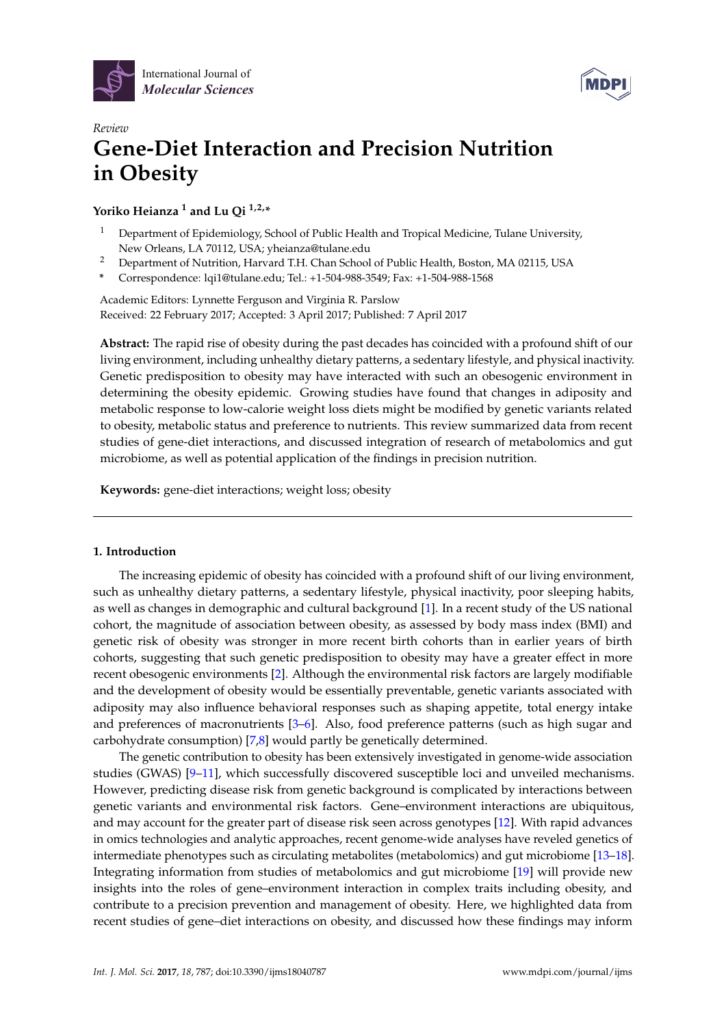International Journal of *Molecular Sciences*

*Review*

# Gene-Diet Interaction and Precision Nutrition in Obesity

**Yoriko Heianza [1] and Lu Qi [1,2,*]**

[1] Department of Epidemiology, School of Public Health and Tropical Medicine, Tulane University, New Orleans, LA 70112, USA; yheianza@tulane.edu

[2] Department of Nutrition, Harvard T.H. Chan School of Public Health, Boston, MA 02115, USA

\* Correspondence: lqi1@tulane.edu; Tel.: +1-504-988-3549; Fax: +1-504-988-1568

Academic Editors: Lynnette Ferguson and Virginia R. Parslow
Received: 22 February 2017; Accepted: 3 April 2017; Published: 7 April 2017

**Abstract:** The rapid rise of obesity during the past decades has coincided with a profound shift of our living environment, including unhealthy dietary patterns, a sedentary lifestyle, and physical inactivity. Genetic predisposition to obesity may have interacted with such an obesogenic environment in determining the obesity epidemic. Growing studies have found that changes in adiposity and metabolic response to low-calorie weight loss diets might be modified by genetic variants related to obesity, metabolic status and preference to nutrients. This review summarized data from recent studies of gene-diet interactions, and discussed integration of research of metabolomics and gut microbiome, as well as potential application of the findings in precision nutrition.

**Keywords:** gene-diet interactions; weight loss; obesity

## 1. Introduction

The increasing epidemic of obesity has coincided with a profound shift of our living environment, such as unhealthy dietary patterns, a sedentary lifestyle, physical inactivity, poor sleeping habits, as well as changes in demographic and cultural background [1]. In a recent study of the US national cohort, the magnitude of association between obesity, as assessed by body mass index (BMI) and genetic risk of obesity was stronger in more recent birth cohorts than in earlier years of birth cohorts, suggesting that such genetic predisposition to obesity may have a greater effect in more recent obesogenic environments [2]. Although the environmental risk factors are largely modifiable and the development of obesity would be essentially preventable, genetic variants associated with adiposity may also influence behavioral responses such as shaping appetite, total energy intake and preferences of macronutrients [3–6]. Also, food preference patterns (such as high sugar and carbohydrate consumption) [7,8] would partly be genetically determined.

The genetic contribution to obesity has been extensively investigated in genome-wide association studies (GWAS) [9–11], which successfully discovered susceptible loci and unveiled mechanisms. However, predicting disease risk from genetic background is complicated by interactions between genetic variants and environmental risk factors. Gene–environment interactions are ubiquitous, and may account for the greater part of disease risk seen across genotypes [12]. With rapid advances in omics technologies and analytic approaches, recent genome-wide analyses have reveled genetics of intermediate phenotypes such as circulating metabolites (metabolomics) and gut microbiome [13–18]. Integrating information from studies of metabolomics and gut microbiome [19] will provide new insights into the roles of gene–environment interaction in complex traits including obesity, and contribute to a precision prevention and management of obesity. Here, we highlighted data from recent studies of gene–diet interactions on obesity, and discussed how these findings may inform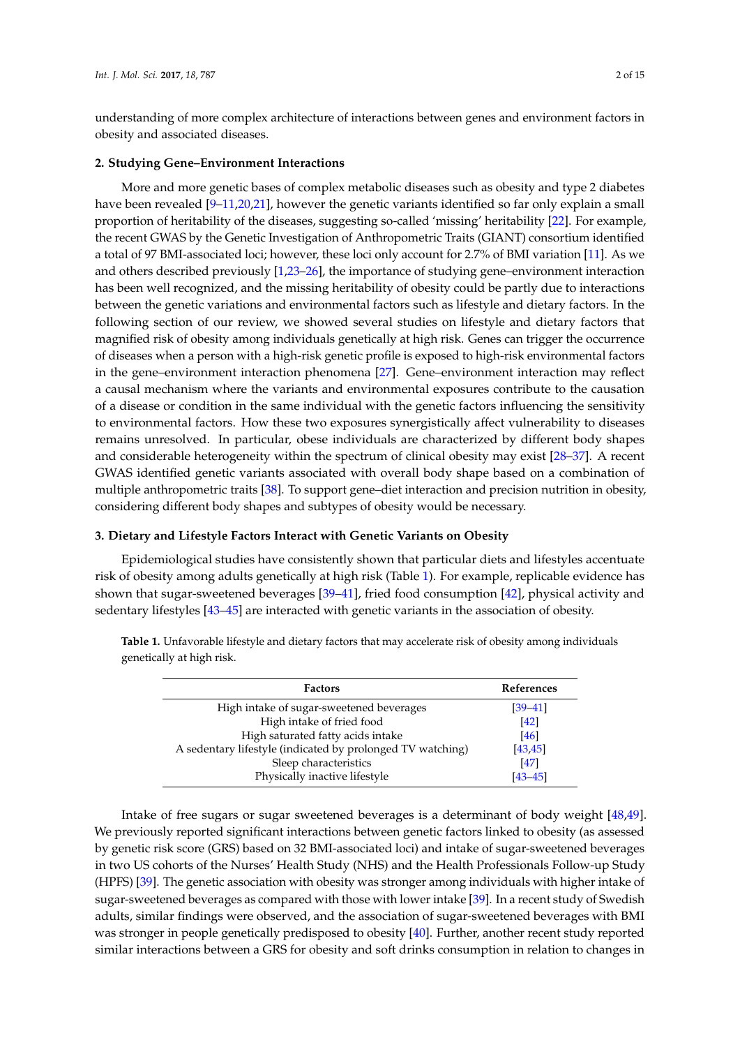understanding of more complex architecture of interactions between genes and environment factors in obesity and associated diseases.

## 2. Studying Gene–Environment Interactions

More and more genetic bases of complex metabolic diseases such as obesity and type 2 diabetes have been revealed [9–11,20,21], however the genetic variants identified so far only explain a small proportion of heritability of the diseases, suggesting so-called 'missing' heritability [22]. For example, the recent GWAS by the Genetic Investigation of Anthropometric Traits (GIANT) consortium identified a total of 97 BMI-associated loci; however, these loci only account for 2.7% of BMI variation [11]. As we and others described previously [1,23–26], the importance of studying gene–environment interaction has been well recognized, and the missing heritability of obesity could be partly due to interactions between the genetic variations and environmental factors such as lifestyle and dietary factors. In the following section of our review, we showed several studies on lifestyle and dietary factors that magnified risk of obesity among individuals genetically at high risk. Genes can trigger the occurrence of diseases when a person with a high-risk genetic profile is exposed to high-risk environmental factors in the gene–environment interaction phenomena [27]. Gene–environment interaction may reflect a causal mechanism where the variants and environmental exposures contribute to the causation of a disease or condition in the same individual with the genetic factors influencing the sensitivity to environmental factors. How these two exposures synergistically affect vulnerability to diseases remains unresolved. In particular, obese individuals are characterized by different body shapes and considerable heterogeneity within the spectrum of clinical obesity may exist [28–37]. A recent GWAS identified genetic variants associated with overall body shape based on a combination of multiple anthropometric traits [38]. To support gene–diet interaction and precision nutrition in obesity, considering different body shapes and subtypes of obesity would be necessary.

## 3. Dietary and Lifestyle Factors Interact with Genetic Variants on Obesity

Epidemiological studies have consistently shown that particular diets and lifestyles accentuate risk of obesity among adults genetically at high risk (Table 1). For example, replicable evidence has shown that sugar-sweetened beverages [39–41], fried food consumption [42], physical activity and sedentary lifestyles [43–45] are interacted with genetic variants in the association of obesity.

**Table 1.** Unfavorable lifestyle and dietary factors that may accelerate risk of obesity among individuals genetically at high risk.

| Factors | References |
|---|---|
| High intake of sugar-sweetened beverages | [39–41] |
| High intake of fried food | [42] |
| High saturated fatty acids intake | [46] |
| A sedentary lifestyle (indicated by prolonged TV watching) | [43,45] |
| Sleep characteristics | [47] |
| Physically inactive lifestyle | [43–45] |

Intake of free sugars or sugar sweetened beverages is a determinant of body weight [48,49]. We previously reported significant interactions between genetic factors linked to obesity (as assessed by genetic risk score (GRS) based on 32 BMI-associated loci) and intake of sugar-sweetened beverages in two US cohorts of the Nurses' Health Study (NHS) and the Health Professionals Follow-up Study (HPFS) [39]. The genetic association with obesity was stronger among individuals with higher intake of sugar-sweetened beverages as compared with those with lower intake [39]. In a recent study of Swedish adults, similar findings were observed, and the association of sugar-sweetened beverages with BMI was stronger in people genetically predisposed to obesity [40]. Further, another recent study reported similar interactions between a GRS for obesity and soft drinks consumption in relation to changes in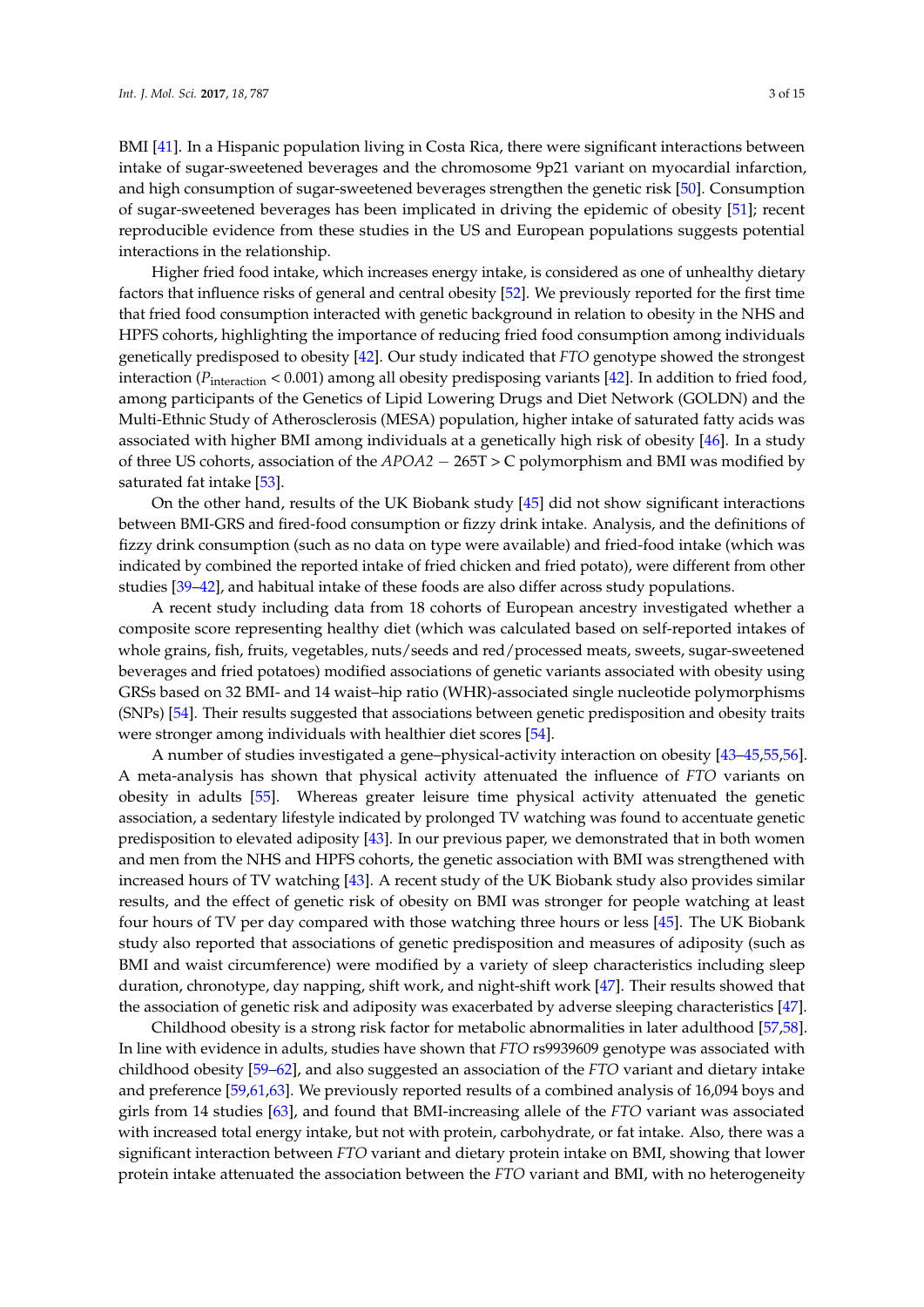BMI [41]. In a Hispanic population living in Costa Rica, there were significant interactions between intake of sugar-sweetened beverages and the chromosome 9p21 variant on myocardial infarction, and high consumption of sugar-sweetened beverages strengthen the genetic risk [50]. Consumption of sugar-sweetened beverages has been implicated in driving the epidemic of obesity [51]; recent reproducible evidence from these studies in the US and European populations suggests potential interactions in the relationship.

Higher fried food intake, which increases energy intake, is considered as one of unhealthy dietary factors that influence risks of general and central obesity [52]. We previously reported for the first time that fried food consumption interacted with genetic background in relation to obesity in the NHS and HPFS cohorts, highlighting the importance of reducing fried food consumption among individuals genetically predisposed to obesity [42]. Our study indicated that *FTO* genotype showed the strongest interaction ($P_{\text{interaction}} < 0.001$) among all obesity predisposing variants [42]. In addition to fried food, among participants of the Genetics of Lipid Lowering Drugs and Diet Network (GOLDN) and the Multi-Ethnic Study of Atherosclerosis (MESA) population, higher intake of saturated fatty acids was associated with higher BMI among individuals at a genetically high risk of obesity [46]. In a study of three US cohorts, association of the *APOA2* − 265T > C polymorphism and BMI was modified by saturated fat intake [53].

On the other hand, results of the UK Biobank study [45] did not show significant interactions between BMI-GRS and fired-food consumption or fizzy drink intake. Analysis, and the definitions of fizzy drink consumption (such as no data on type were available) and fried-food intake (which was indicated by combined the reported intake of fried chicken and fried potato), were different from other studies [39–42], and habitual intake of these foods are also differ across study populations.

A recent study including data from 18 cohorts of European ancestry investigated whether a composite score representing healthy diet (which was calculated based on self-reported intakes of whole grains, fish, fruits, vegetables, nuts/seeds and red/processed meats, sweets, sugar-sweetened beverages and fried potatoes) modified associations of genetic variants associated with obesity using GRSs based on 32 BMI- and 14 waist–hip ratio (WHR)-associated single nucleotide polymorphisms (SNPs) [54]. Their results suggested that associations between genetic predisposition and obesity traits were stronger among individuals with healthier diet scores [54].

A number of studies investigated a gene–physical-activity interaction on obesity [43–45,55,56]. A meta-analysis has shown that physical activity attenuated the influence of *FTO* variants on obesity in adults [55]. Whereas greater leisure time physical activity attenuated the genetic association, a sedentary lifestyle indicated by prolonged TV watching was found to accentuate genetic predisposition to elevated adiposity [43]. In our previous paper, we demonstrated that in both women and men from the NHS and HPFS cohorts, the genetic association with BMI was strengthened with increased hours of TV watching [43]. A recent study of the UK Biobank study also provides similar results, and the effect of genetic risk of obesity on BMI was stronger for people watching at least four hours of TV per day compared with those watching three hours or less [45]. The UK Biobank study also reported that associations of genetic predisposition and measures of adiposity (such as BMI and waist circumference) were modified by a variety of sleep characteristics including sleep duration, chronotype, day napping, shift work, and night-shift work [47]. Their results showed that the association of genetic risk and adiposity was exacerbated by adverse sleeping characteristics [47].

Childhood obesity is a strong risk factor for metabolic abnormalities in later adulthood [57,58]. In line with evidence in adults, studies have shown that *FTO* rs9939609 genotype was associated with childhood obesity [59–62], and also suggested an association of the *FTO* variant and dietary intake and preference [59,61,63]. We previously reported results of a combined analysis of 16,094 boys and girls from 14 studies [63], and found that BMI-increasing allele of the *FTO* variant was associated with increased total energy intake, but not with protein, carbohydrate, or fat intake. Also, there was a significant interaction between *FTO* variant and dietary protein intake on BMI, showing that lower protein intake attenuated the association between the *FTO* variant and BMI, with no heterogeneity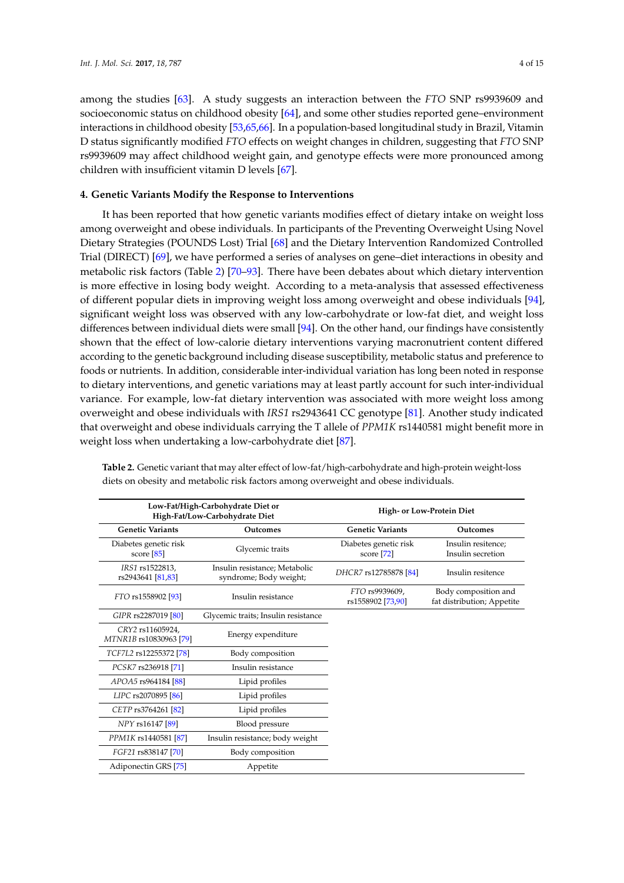among the studies [63]. A study suggests an interaction between the *FTO* SNP rs9939609 and socioeconomic status on childhood obesity [64], and some other studies reported gene–environment interactions in childhood obesity [53,65,66]. In a population-based longitudinal study in Brazil, Vitamin D status significantly modified *FTO* effects on weight changes in children, suggesting that *FTO* SNP rs9939609 may affect childhood weight gain, and genotype effects were more pronounced among children with insufficient vitamin D levels [67].

## 4. Genetic Variants Modify the Response to Interventions

It has been reported that how genetic variants modifies effect of dietary intake on weight loss among overweight and obese individuals. In participants of the Preventing Overweight Using Novel Dietary Strategies (POUNDS Lost) Trial [68] and the Dietary Intervention Randomized Controlled Trial (DIRECT) [69], we have performed a series of analyses on gene–diet interactions in obesity and metabolic risk factors (Table 2) [70–93]. There have been debates about which dietary intervention is more effective in losing body weight. According to a meta-analysis that assessed effectiveness of different popular diets in improving weight loss among overweight and obese individuals [94], significant weight loss was observed with any low-carbohydrate or low-fat diet, and weight loss differences between individual diets were small [94]. On the other hand, our findings have consistently shown that the effect of low-calorie dietary interventions varying macronutrient content differed according to the genetic background including disease susceptibility, metabolic status and preference to foods or nutrients. In addition, considerable inter-individual variation has long been noted in response to dietary interventions, and genetic variations may at least partly account for such inter-individual variance. For example, low-fat dietary intervention was associated with more weight loss among overweight and obese individuals with *IRS1* rs2943641 CC genotype [81]. Another study indicated that overweight and obese individuals carrying the T allele of *PPM1K* rs1440581 might benefit more in weight loss when undertaking a low-carbohydrate diet [87].

**Table 2.** Genetic variant that may alter effect of low-fat/high-carbohydrate and high-protein weight-loss diets on obesity and metabolic risk factors among overweight and obese individuals.

| Low-Fat/High-Carbohydrate Diet or High-Fat/Low-Carbohydrate Diet | | High- or Low-Protein Diet | |
|---|---|---|---|
| **Genetic Variants** | **Outcomes** | **Genetic Variants** | **Outcomes** |
| Diabetes genetic risk score [85] | Glycemic traits | Diabetes genetic risk score [72] | Insulin resitence; Insulin secretion |
| *IRS1* rs1522813, rs2943641 [81,83] | Insulin resistance; Metabolic syndrome; Body weight; | *DHCR7* rs12785878 [84] | Insulin resitence |
| *FTO* rs1558902 [93] | Insulin resistance | *FTO* rs9939609, rs1558902 [73,90] | Body composition and fat distribution; Appetite |
| *GIPR* rs2287019 [80] | Glycemic traits; Insulin resistance | | |
| *CRY2* rs11605924, *MTNR1B* rs10830963 [79] | Energy expenditure | | |
| *TCF7L2* rs12255372 [78] | Body composition | | |
| *PCSK7* rs236918 [71] | Insulin resistance | | |
| *APOA5* rs964184 [88] | Lipid profiles | | |
| *LIPC* rs2070895 [86] | Lipid profiles | | |
| *CETP* rs3764261 [82] | Lipid profiles | | |
| *NPY* rs16147 [89] | Blood pressure | | |
| *PPM1K* rs1440581 [87] | Insulin resistance; body weight | | |
| *FGF21* rs838147 [70] | Body composition | | |
| Adiponectin GRS [75] | Appetite | | |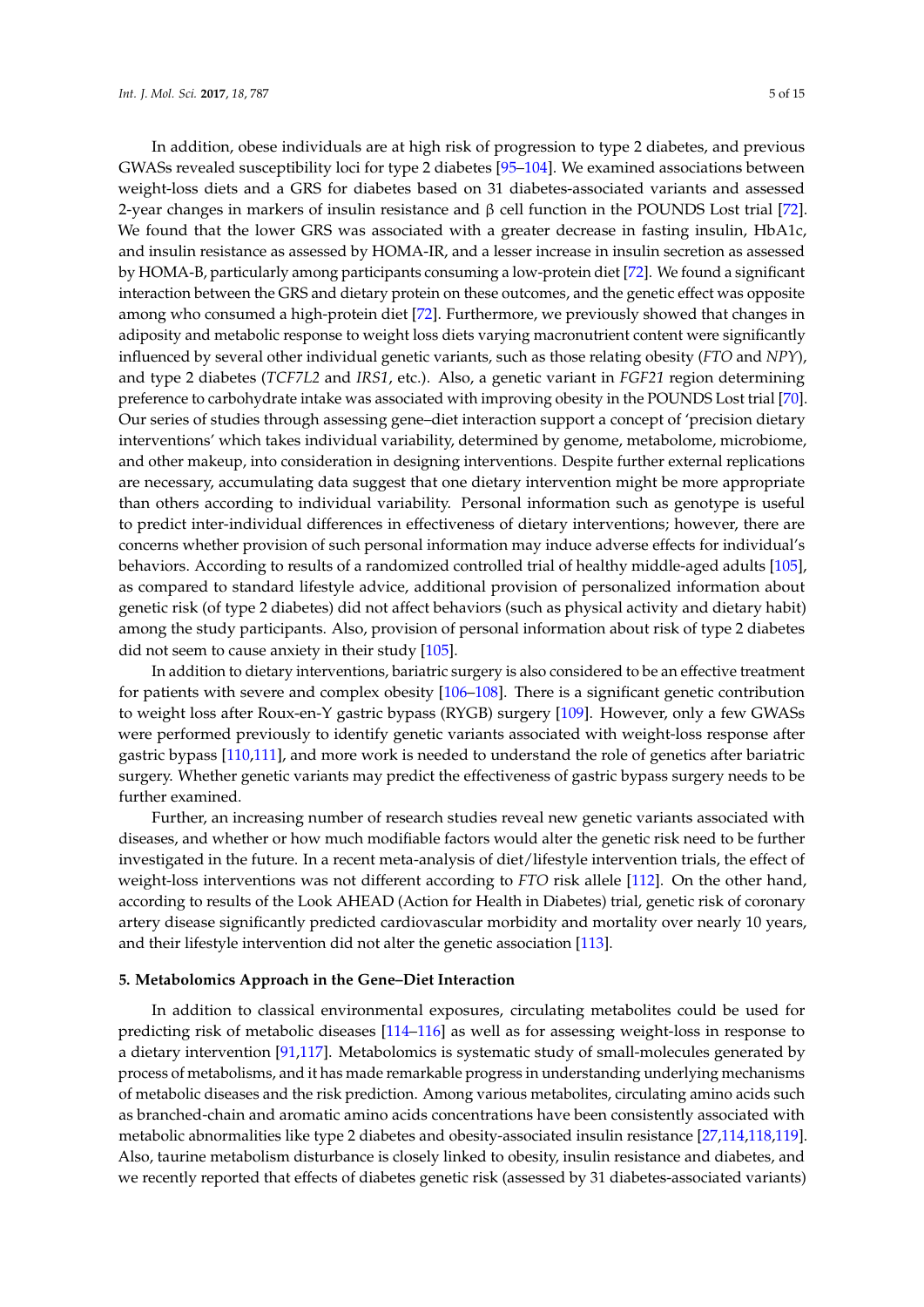In addition, obese individuals are at high risk of progression to type 2 diabetes, and previous GWASs revealed susceptibility loci for type 2 diabetes [95–104]. We examined associations between weight-loss diets and a GRS for diabetes based on 31 diabetes-associated variants and assessed 2-year changes in markers of insulin resistance and β cell function in the POUNDS Lost trial [72]. We found that the lower GRS was associated with a greater decrease in fasting insulin, HbA1c, and insulin resistance as assessed by HOMA-IR, and a lesser increase in insulin secretion as assessed by HOMA-B, particularly among participants consuming a low-protein diet [72]. We found a significant interaction between the GRS and dietary protein on these outcomes, and the genetic effect was opposite among who consumed a high-protein diet [72]. Furthermore, we previously showed that changes in adiposity and metabolic response to weight loss diets varying macronutrient content were significantly influenced by several other individual genetic variants, such as those relating obesity (*FTO* and *NPY*), and type 2 diabetes (*TCF7L2* and *IRS1*, etc.). Also, a genetic variant in *FGF21* region determining preference to carbohydrate intake was associated with improving obesity in the POUNDS Lost trial [70]. Our series of studies through assessing gene–diet interaction support a concept of 'precision dietary interventions' which takes individual variability, determined by genome, metabolome, microbiome, and other makeup, into consideration in designing interventions. Despite further external replications are necessary, accumulating data suggest that one dietary intervention might be more appropriate than others according to individual variability. Personal information such as genotype is useful to predict inter-individual differences in effectiveness of dietary interventions; however, there are concerns whether provision of such personal information may induce adverse effects for individual's behaviors. According to results of a randomized controlled trial of healthy middle-aged adults [105], as compared to standard lifestyle advice, additional provision of personalized information about genetic risk (of type 2 diabetes) did not affect behaviors (such as physical activity and dietary habit) among the study participants. Also, provision of personal information about risk of type 2 diabetes did not seem to cause anxiety in their study [105].

In addition to dietary interventions, bariatric surgery is also considered to be an effective treatment for patients with severe and complex obesity [106–108]. There is a significant genetic contribution to weight loss after Roux-en-Y gastric bypass (RYGB) surgery [109]. However, only a few GWASs were performed previously to identify genetic variants associated with weight-loss response after gastric bypass [110,111], and more work is needed to understand the role of genetics after bariatric surgery. Whether genetic variants may predict the effectiveness of gastric bypass surgery needs to be further examined.

Further, an increasing number of research studies reveal new genetic variants associated with diseases, and whether or how much modifiable factors would alter the genetic risk need to be further investigated in the future. In a recent meta-analysis of diet/lifestyle intervention trials, the effect of weight-loss interventions was not different according to *FTO* risk allele [112]. On the other hand, according to results of the Look AHEAD (Action for Health in Diabetes) trial, genetic risk of coronary artery disease significantly predicted cardiovascular morbidity and mortality over nearly 10 years, and their lifestyle intervention did not alter the genetic association [113].

## 5. Metabolomics Approach in the Gene–Diet Interaction

In addition to classical environmental exposures, circulating metabolites could be used for predicting risk of metabolic diseases [114–116] as well as for assessing weight-loss in response to a dietary intervention [91,117]. Metabolomics is systematic study of small-molecules generated by process of metabolisms, and it has made remarkable progress in understanding underlying mechanisms of metabolic diseases and the risk prediction. Among various metabolites, circulating amino acids such as branched-chain and aromatic amino acids concentrations have been consistently associated with metabolic abnormalities like type 2 diabetes and obesity-associated insulin resistance [27,114,118,119]. Also, taurine metabolism disturbance is closely linked to obesity, insulin resistance and diabetes, and we recently reported that effects of diabetes genetic risk (assessed by 31 diabetes-associated variants)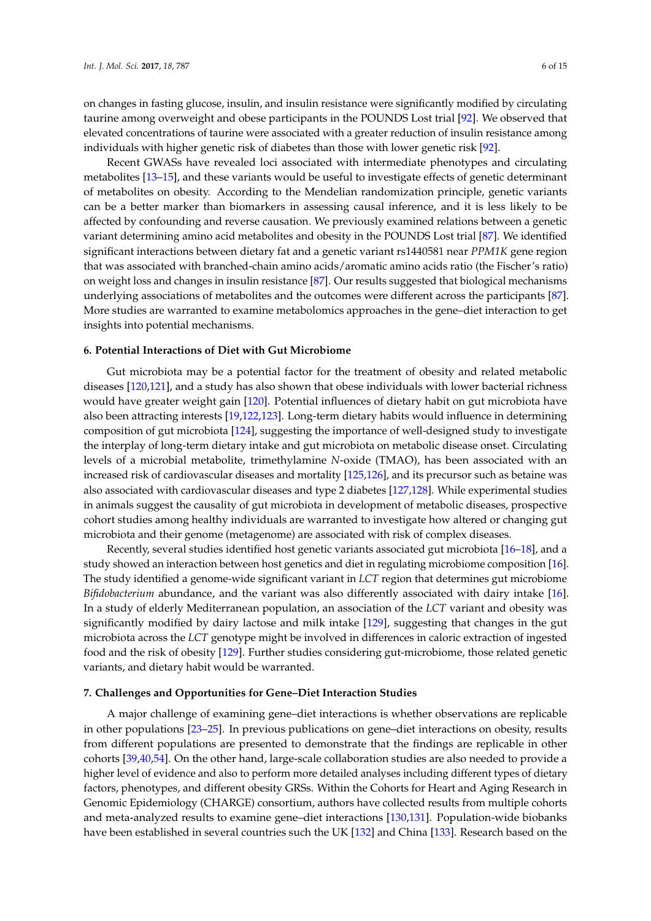on changes in fasting glucose, insulin, and insulin resistance were significantly modified by circulating taurine among overweight and obese participants in the POUNDS Lost trial [92]. We observed that elevated concentrations of taurine were associated with a greater reduction of insulin resistance among individuals with higher genetic risk of diabetes than those with lower genetic risk [92].

Recent GWASs have revealed loci associated with intermediate phenotypes and circulating metabolites [13–15], and these variants would be useful to investigate effects of genetic determinant of metabolites on obesity. According to the Mendelian randomization principle, genetic variants can be a better marker than biomarkers in assessing causal inference, and it is less likely to be affected by confounding and reverse causation. We previously examined relations between a genetic variant determining amino acid metabolites and obesity in the POUNDS Lost trial [87]. We identified significant interactions between dietary fat and a genetic variant rs1440581 near *PPM1K* gene region that was associated with branched-chain amino acids/aromatic amino acids ratio (the Fischer's ratio) on weight loss and changes in insulin resistance [87]. Our results suggested that biological mechanisms underlying associations of metabolites and the outcomes were different across the participants [87]. More studies are warranted to examine metabolomics approaches in the gene–diet interaction to get insights into potential mechanisms.

## 6. Potential Interactions of Diet with Gut Microbiome

Gut microbiota may be a potential factor for the treatment of obesity and related metabolic diseases [120,121], and a study has also shown that obese individuals with lower bacterial richness would have greater weight gain [120]. Potential influences of dietary habit on gut microbiota have also been attracting interests [19,122,123]. Long-term dietary habits would influence in determining composition of gut microbiota [124], suggesting the importance of well-designed study to investigate the interplay of long-term dietary intake and gut microbiota on metabolic disease onset. Circulating levels of a microbial metabolite, trimethylamine *N*-oxide (TMAO), has been associated with an increased risk of cardiovascular diseases and mortality [125,126], and its precursor such as betaine was also associated with cardiovascular diseases and type 2 diabetes [127,128]. While experimental studies in animals suggest the causality of gut microbiota in development of metabolic diseases, prospective cohort studies among healthy individuals are warranted to investigate how altered or changing gut microbiota and their genome (metagenome) are associated with risk of complex diseases.

Recently, several studies identified host genetic variants associated gut microbiota [16–18], and a study showed an interaction between host genetics and diet in regulating microbiome composition [16]. The study identified a genome-wide significant variant in *LCT* region that determines gut microbiome *Bifidobacterium* abundance, and the variant was also differently associated with dairy intake [16]. In a study of elderly Mediterranean population, an association of the *LCT* variant and obesity was significantly modified by dairy lactose and milk intake [129], suggesting that changes in the gut microbiota across the *LCT* genotype might be involved in differences in caloric extraction of ingested food and the risk of obesity [129]. Further studies considering gut-microbiome, those related genetic variants, and dietary habit would be warranted.

## 7. Challenges and Opportunities for Gene–Diet Interaction Studies

A major challenge of examining gene–diet interactions is whether observations are replicable in other populations [23–25]. In previous publications on gene–diet interactions on obesity, results from different populations are presented to demonstrate that the findings are replicable in other cohorts [39,40,54]. On the other hand, large-scale collaboration studies are also needed to provide a higher level of evidence and also to perform more detailed analyses including different types of dietary factors, phenotypes, and different obesity GRSs. Within the Cohorts for Heart and Aging Research in Genomic Epidemiology (CHARGE) consortium, authors have collected results from multiple cohorts and meta-analyzed results to examine gene–diet interactions [130,131]. Population-wide biobanks have been established in several countries such the UK [132] and China [133]. Research based on the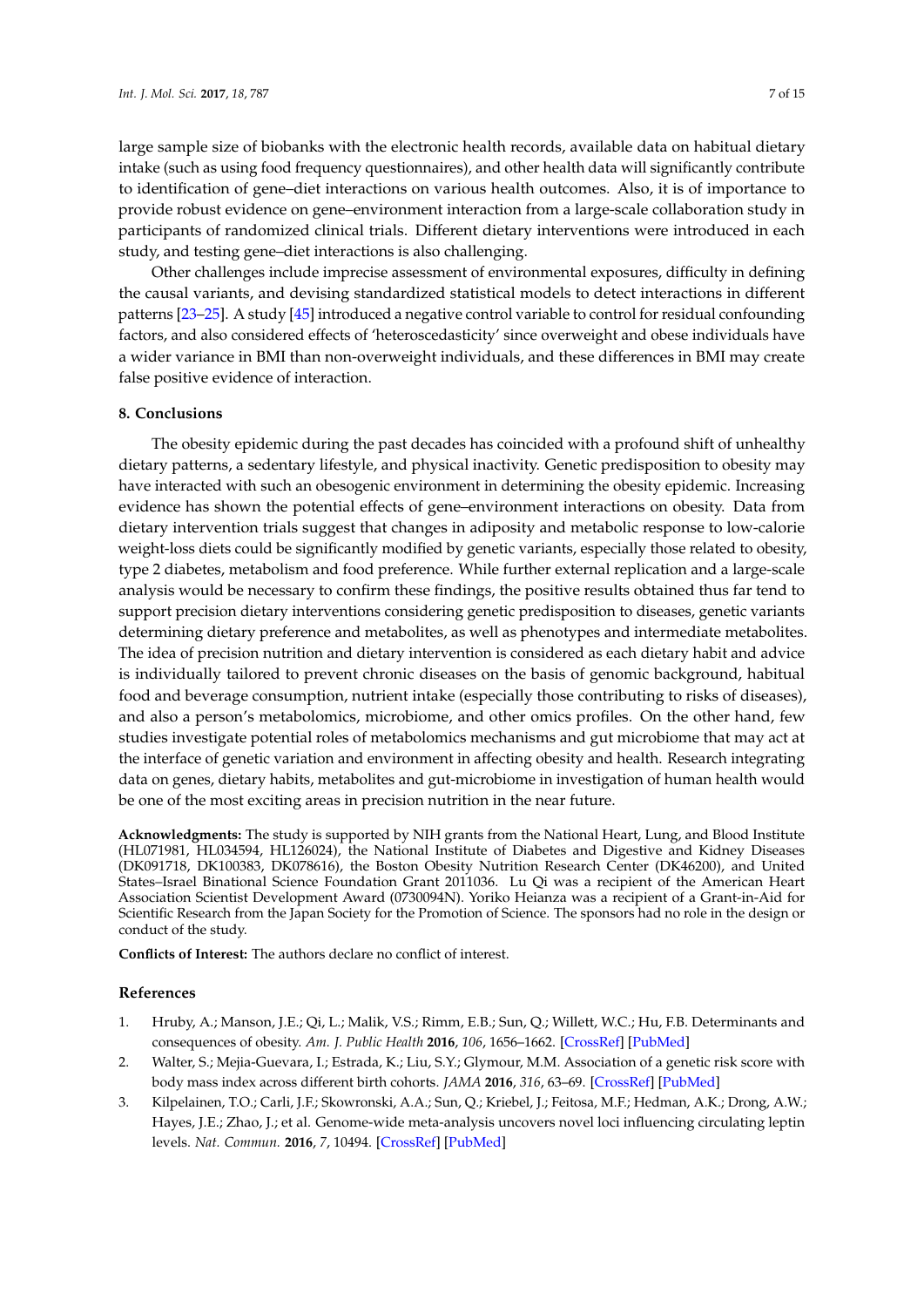large sample size of biobanks with the electronic health records, available data on habitual dietary intake (such as using food frequency questionnaires), and other health data will significantly contribute to identification of gene–diet interactions on various health outcomes. Also, it is of importance to provide robust evidence on gene–environment interaction from a large-scale collaboration study in participants of randomized clinical trials. Different dietary interventions were introduced in each study, and testing gene–diet interactions is also challenging.

Other challenges include imprecise assessment of environmental exposures, difficulty in defining the causal variants, and devising standardized statistical models to detect interactions in different patterns [23–25]. A study [45] introduced a negative control variable to control for residual confounding factors, and also considered effects of 'heteroscedasticity' since overweight and obese individuals have a wider variance in BMI than non-overweight individuals, and these differences in BMI may create false positive evidence of interaction.

## 8. Conclusions

The obesity epidemic during the past decades has coincided with a profound shift of unhealthy dietary patterns, a sedentary lifestyle, and physical inactivity. Genetic predisposition to obesity may have interacted with such an obesogenic environment in determining the obesity epidemic. Increasing evidence has shown the potential effects of gene–environment interactions on obesity. Data from dietary intervention trials suggest that changes in adiposity and metabolic response to low-calorie weight-loss diets could be significantly modified by genetic variants, especially those related to obesity, type 2 diabetes, metabolism and food preference. While further external replication and a large-scale analysis would be necessary to confirm these findings, the positive results obtained thus far tend to support precision dietary interventions considering genetic predisposition to diseases, genetic variants determining dietary preference and metabolites, as well as phenotypes and intermediate metabolites. The idea of precision nutrition and dietary intervention is considered as each dietary habit and advice is individually tailored to prevent chronic diseases on the basis of genomic background, habitual food and beverage consumption, nutrient intake (especially those contributing to risks of diseases), and also a person's metabolomics, microbiome, and other omics profiles. On the other hand, few studies investigate potential roles of metabolomics mechanisms and gut microbiome that may act at the interface of genetic variation and environment in affecting obesity and health. Research integrating data on genes, dietary habits, metabolites and gut-microbiome in investigation of human health would be one of the most exciting areas in precision nutrition in the near future.

**Acknowledgments:** The study is supported by NIH grants from the National Heart, Lung, and Blood Institute (HL071981, HL034594, HL126024), the National Institute of Diabetes and Digestive and Kidney Diseases (DK091718, DK100383, DK078616), the Boston Obesity Nutrition Research Center (DK46200), and United States–Israel Binational Science Foundation Grant 2011036. Lu Qi was a recipient of the American Heart Association Scientist Development Award (0730094N). Yoriko Heianza was a recipient of a Grant-in-Aid for Scientific Research from the Japan Society for the Promotion of Science. The sponsors had no role in the design or conduct of the study.

**Conflicts of Interest:** The authors declare no conflict of interest.

## References

1. Hruby, A.; Manson, J.E.; Qi, L.; Malik, V.S.; Rimm, E.B.; Sun, Q.; Willett, W.C.; Hu, F.B. Determinants and consequences of obesity. *Am. J. Public Health* **2016**, *106*, 1656–1662. [CrossRef] [PubMed]
2. Walter, S.; Mejia-Guevara, I.; Estrada, K.; Liu, S.Y.; Glymour, M.M. Association of a genetic risk score with body mass index across different birth cohorts. *JAMA* **2016**, *316*, 63–69. [CrossRef] [PubMed]
3. Kilpelainen, T.O.; Carli, J.F.; Skowronski, A.A.; Sun, Q.; Kriebel, J.; Feitosa, M.F.; Hedman, A.K.; Drong, A.W.; Hayes, J.E.; Zhao, J.; et al. Genome-wide meta-analysis uncovers novel loci influencing circulating leptin levels. *Nat. Commun.* **2016**, *7*, 10494. [CrossRef] [PubMed]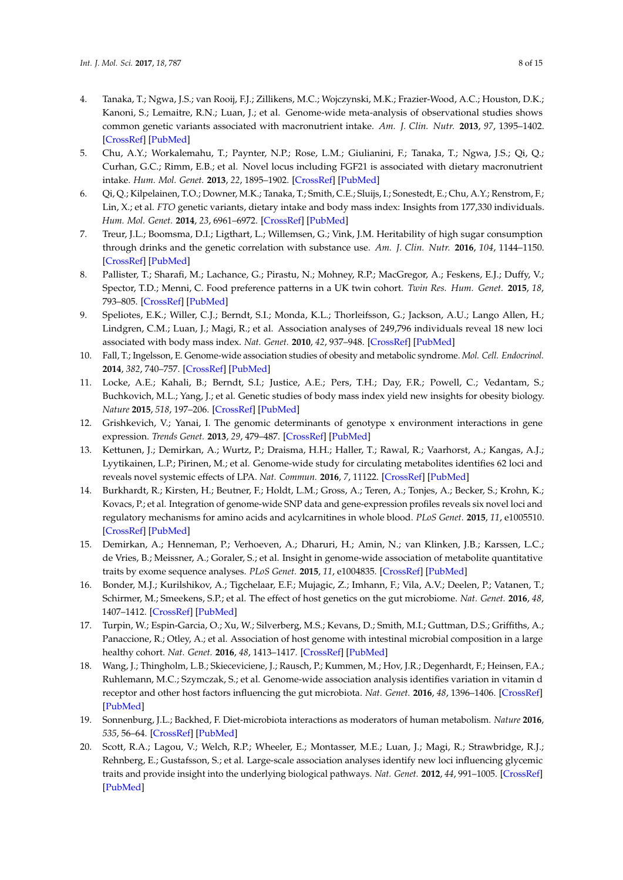4. Tanaka, T.; Ngwa, J.S.; van Rooij, F.J.; Zillikens, M.C.; Wojczynski, M.K.; Frazier-Wood, A.C.; Houston, D.K.; Kanoni, S.; Lemaitre, R.N.; Luan, J.; et al. Genome-wide meta-analysis of observational studies shows common genetic variants associated with macronutrient intake. *Am. J. Clin. Nutr.* **2013**, *97*, 1395–1402. [CrossRef] [PubMed]
5. Chu, A.Y.; Workalemahu, T.; Paynter, N.P.; Rose, L.M.; Giulianini, F.; Tanaka, T.; Ngwa, J.S.; Qi, Q.; Curhan, G.C.; Rimm, E.B.; et al. Novel locus including FGF21 is associated with dietary macronutrient intake. *Hum. Mol. Genet.* **2013**, *22*, 1895–1902. [CrossRef] [PubMed]
6. Qi, Q.; Kilpelainen, T.O.; Downer, M.K.; Tanaka, T.; Smith, C.E.; Sluijs, I.; Sonestedt, E.; Chu, A.Y.; Renstrom, F.; Lin, X.; et al. *FTO* genetic variants, dietary intake and body mass index: Insights from 177,330 individuals. *Hum. Mol. Genet.* **2014**, *23*, 6961–6972. [CrossRef] [PubMed]
7. Treur, J.L.; Boomsma, D.I.; Ligthart, L.; Willemsen, G.; Vink, J.M. Heritability of high sugar consumption through drinks and the genetic correlation with substance use. *Am. J. Clin. Nutr.* **2016**, *104*, 1144–1150. [CrossRef] [PubMed]
8. Pallister, T.; Sharafi, M.; Lachance, G.; Pirastu, N.; Mohney, R.P.; MacGregor, A.; Feskens, E.J.; Duffy, V.; Spector, T.D.; Menni, C. Food preference patterns in a UK twin cohort. *Twin Res. Hum. Genet.* **2015**, *18*, 793–805. [CrossRef] [PubMed]
9. Speliotes, E.K.; Willer, C.J.; Berndt, S.I.; Monda, K.L.; Thorleifsson, G.; Jackson, A.U.; Lango Allen, H.; Lindgren, C.M.; Luan, J.; Magi, R.; et al. Association analyses of 249,796 individuals reveal 18 new loci associated with body mass index. *Nat. Genet.* **2010**, *42*, 937–948. [CrossRef] [PubMed]
10. Fall, T.; Ingelsson, E. Genome-wide association studies of obesity and metabolic syndrome. *Mol. Cell. Endocrinol.* **2014**, *382*, 740–757. [CrossRef] [PubMed]
11. Locke, A.E.; Kahali, B.; Berndt, S.I.; Justice, A.E.; Pers, T.H.; Day, F.R.; Powell, C.; Vedantam, S.; Buchkovich, M.L.; Yang, J.; et al. Genetic studies of body mass index yield new insights for obesity biology. *Nature* **2015**, *518*, 197–206. [CrossRef] [PubMed]
12. Grishkevich, V.; Yanai, I. The genomic determinants of genotype x environment interactions in gene expression. *Trends Genet.* **2013**, *29*, 479–487. [CrossRef] [PubMed]
13. Kettunen, J.; Demirkan, A.; Wurtz, P.; Draisma, H.H.; Haller, T.; Rawal, R.; Vaarhorst, A.; Kangas, A.J.; Lyytikainen, L.P.; Pirinen, M.; et al. Genome-wide study for circulating metabolites identifies 62 loci and reveals novel systemic effects of LPA. *Nat. Commun.* **2016**, *7*, 11122. [CrossRef] [PubMed]
14. Burkhardt, R.; Kirsten, H.; Beutner, F.; Holdt, L.M.; Gross, A.; Teren, A.; Tonjes, A.; Becker, S.; Krohn, K.; Kovacs, P.; et al. Integration of genome-wide SNP data and gene-expression profiles reveals six novel loci and regulatory mechanisms for amino acids and acylcarnitines in whole blood. *PLoS Genet.* **2015**, *11*, e1005510. [CrossRef] [PubMed]
15. Demirkan, A.; Henneman, P.; Verhoeven, A.; Dharuri, H.; Amin, N.; van Klinken, J.B.; Karssen, L.C.; de Vries, B.; Meissner, A.; Goraler, S.; et al. Insight in genome-wide association of metabolite quantitative traits by exome sequence analyses. *PLoS Genet.* **2015**, *11*, e1004835. [CrossRef] [PubMed]
16. Bonder, M.J.; Kurilshikov, A.; Tigchelaar, E.F.; Mujagic, Z.; Imhann, F.; Vila, A.V.; Deelen, P.; Vatanen, T.; Schirmer, M.; Smeekens, S.P.; et al. The effect of host genetics on the gut microbiome. *Nat. Genet.* **2016**, *48*, 1407–1412. [CrossRef] [PubMed]
17. Turpin, W.; Espin-Garcia, O.; Xu, W.; Silverberg, M.S.; Kevans, D.; Smith, M.I.; Guttman, D.S.; Griffiths, A.; Panaccione, R.; Otley, A.; et al. Association of host genome with intestinal microbial composition in a large healthy cohort. *Nat. Genet.* **2016**, *48*, 1413–1417. [CrossRef] [PubMed]
18. Wang, J.; Thingholm, L.B.; Skieceviciene, J.; Rausch, P.; Kummen, M.; Hov, J.R.; Degenhardt, F.; Heinsen, F.A.; Ruhlemann, M.C.; Szymczak, S.; et al. Genome-wide association analysis identifies variation in vitamin d receptor and other host factors influencing the gut microbiota. *Nat. Genet.* **2016**, *48*, 1396–1406. [CrossRef] [PubMed]
19. Sonnenburg, J.L.; Backhed, F. Diet-microbiota interactions as moderators of human metabolism. *Nature* **2016**, *535*, 56–64. [CrossRef] [PubMed]
20. Scott, R.A.; Lagou, V.; Welch, R.P.; Wheeler, E.; Montasser, M.E.; Luan, J.; Magi, R.; Strawbridge, R.J.; Rehnberg, E.; Gustafsson, S.; et al. Large-scale association analyses identify new loci influencing glycemic traits and provide insight into the underlying biological pathways. *Nat. Genet.* **2012**, *44*, 991–1005. [CrossRef] [PubMed]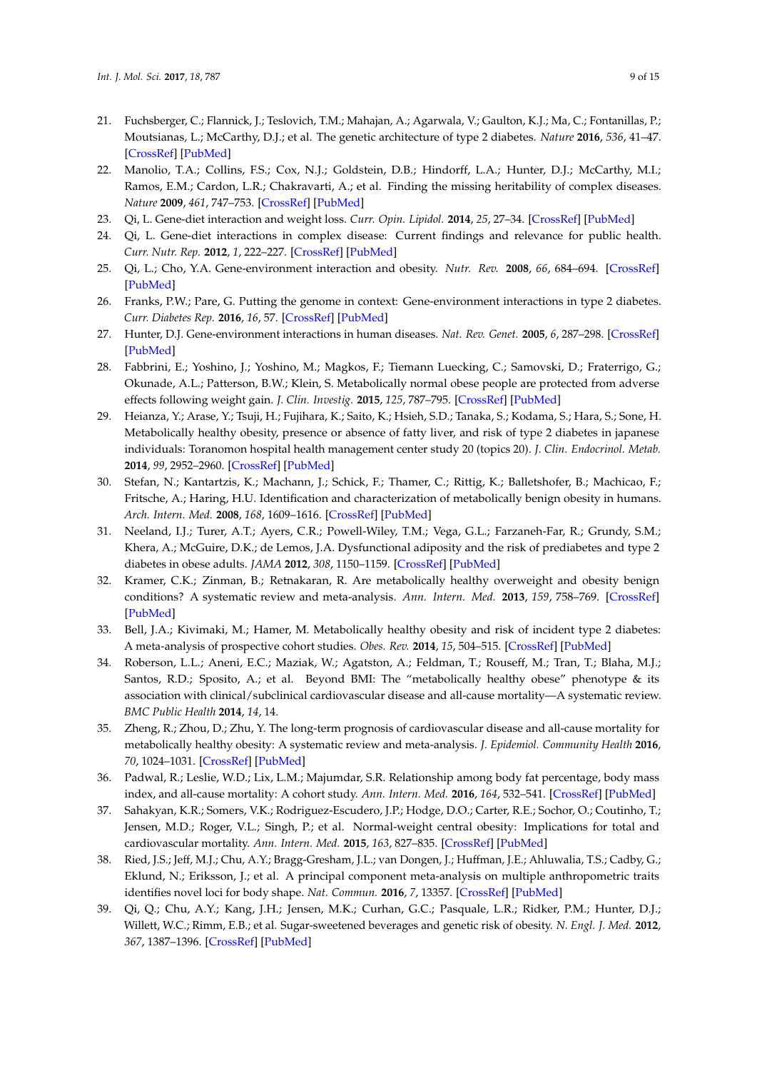21. Fuchsberger, C.; Flannick, J.; Teslovich, T.M.; Mahajan, A.; Agarwala, V.; Gaulton, K.J.; Ma, C.; Fontanillas, P.; Moutsianas, L.; McCarthy, D.J.; et al. The genetic architecture of type 2 diabetes. *Nature* **2016**, *536*, 41–47. [CrossRef] [PubMed]
22. Manolio, T.A.; Collins, F.S.; Cox, N.J.; Goldstein, D.B.; Hindorff, L.A.; Hunter, D.J.; McCarthy, M.I.; Ramos, E.M.; Cardon, L.R.; Chakravarti, A.; et al. Finding the missing heritability of complex diseases. *Nature* **2009**, *461*, 747–753. [CrossRef] [PubMed]
23. Qi, L. Gene-diet interaction and weight loss. *Curr. Opin. Lipidol.* **2014**, *25*, 27–34. [CrossRef] [PubMed]
24. Qi, L. Gene-diet interactions in complex disease: Current findings and relevance for public health. *Curr. Nutr. Rep.* **2012**, *1*, 222–227. [CrossRef] [PubMed]
25. Qi, L.; Cho, Y.A. Gene-environment interaction and obesity. *Nutr. Rev.* **2008**, *66*, 684–694. [CrossRef] [PubMed]
26. Franks, P.W.; Pare, G. Putting the genome in context: Gene-environment interactions in type 2 diabetes. *Curr. Diabetes Rep.* **2016**, *16*, 57. [CrossRef] [PubMed]
27. Hunter, D.J. Gene-environment interactions in human diseases. *Nat. Rev. Genet.* **2005**, *6*, 287–298. [CrossRef] [PubMed]
28. Fabbrini, E.; Yoshino, J.; Yoshino, M.; Magkos, F.; Tiemann Luecking, C.; Samovski, D.; Fraterrigo, G.; Okunade, A.L.; Patterson, B.W.; Klein, S. Metabolically normal obese people are protected from adverse effects following weight gain. *J. Clin. Investig.* **2015**, *125*, 787–795. [CrossRef] [PubMed]
29. Heianza, Y.; Arase, Y.; Tsuji, H.; Fujihara, K.; Saito, K.; Hsieh, S.D.; Tanaka, S.; Kodama, S.; Hara, S.; Sone, H. Metabolically healthy obesity, presence or absence of fatty liver, and risk of type 2 diabetes in japanese individuals: Toranomon hospital health management center study 20 (topics 20). *J. Clin. Endocrinol. Metab.* **2014**, *99*, 2952–2960. [CrossRef] [PubMed]
30. Stefan, N.; Kantartzis, K.; Machann, J.; Schick, F.; Thamer, C.; Rittig, K.; Balletshofer, B.; Machicao, F.; Fritsche, A.; Haring, H.U. Identification and characterization of metabolically benign obesity in humans. *Arch. Intern. Med.* **2008**, *168*, 1609–1616. [CrossRef] [PubMed]
31. Neeland, I.J.; Turer, A.T.; Ayers, C.R.; Powell-Wiley, T.M.; Vega, G.L.; Farzaneh-Far, R.; Grundy, S.M.; Khera, A.; McGuire, D.K.; de Lemos, J.A. Dysfunctional adiposity and the risk of prediabetes and type 2 diabetes in obese adults. *JAMA* **2012**, *308*, 1150–1159. [CrossRef] [PubMed]
32. Kramer, C.K.; Zinman, B.; Retnakaran, R. Are metabolically healthy overweight and obesity benign conditions? A systematic review and meta-analysis. *Ann. Intern. Med.* **2013**, *159*, 758–769. [CrossRef] [PubMed]
33. Bell, J.A.; Kivimaki, M.; Hamer, M. Metabolically healthy obesity and risk of incident type 2 diabetes: A meta-analysis of prospective cohort studies. *Obes. Rev.* **2014**, *15*, 504–515. [CrossRef] [PubMed]
34. Roberson, L.L.; Aneni, E.C.; Maziak, W.; Agatston, A.; Feldman, T.; Rouseff, M.; Tran, T.; Blaha, M.J.; Santos, R.D.; Sposito, A.; et al. Beyond BMI: The "metabolically healthy obese" phenotype & its association with clinical/subclinical cardiovascular disease and all-cause mortality—A systematic review. *BMC Public Health* **2014**, *14*, 14.
35. Zheng, R.; Zhou, D.; Zhu, Y. The long-term prognosis of cardiovascular disease and all-cause mortality for metabolically healthy obesity: A systematic review and meta-analysis. *J. Epidemiol. Community Health* **2016**, *70*, 1024–1031. [CrossRef] [PubMed]
36. Padwal, R.; Leslie, W.D.; Lix, L.M.; Majumdar, S.R. Relationship among body fat percentage, body mass index, and all-cause mortality: A cohort study. *Ann. Intern. Med.* **2016**, *164*, 532–541. [CrossRef] [PubMed]
37. Sahakyan, K.R.; Somers, V.K.; Rodriguez-Escudero, J.P.; Hodge, D.O.; Carter, R.E.; Sochor, O.; Coutinho, T.; Jensen, M.D.; Roger, V.L.; Singh, P.; et al. Normal-weight central obesity: Implications for total and cardiovascular mortality. *Ann. Intern. Med.* **2015**, *163*, 827–835. [CrossRef] [PubMed]
38. Ried, J.S.; Jeff, M.J.; Chu, A.Y.; Bragg-Gresham, J.L.; van Dongen, J.; Huffman, J.E.; Ahluwalia, T.S.; Cadby, G.; Eklund, N.; Eriksson, J.; et al. A principal component meta-analysis on multiple anthropometric traits identifies novel loci for body shape. *Nat. Commun.* **2016**, *7*, 13357. [CrossRef] [PubMed]
39. Qi, Q.; Chu, A.Y.; Kang, J.H.; Jensen, M.K.; Curhan, G.C.; Pasquale, L.R.; Ridker, P.M.; Hunter, D.J.; Willett, W.C.; Rimm, E.B.; et al. Sugar-sweetened beverages and genetic risk of obesity. *N. Engl. J. Med.* **2012**, *367*, 1387–1396. [CrossRef] [PubMed]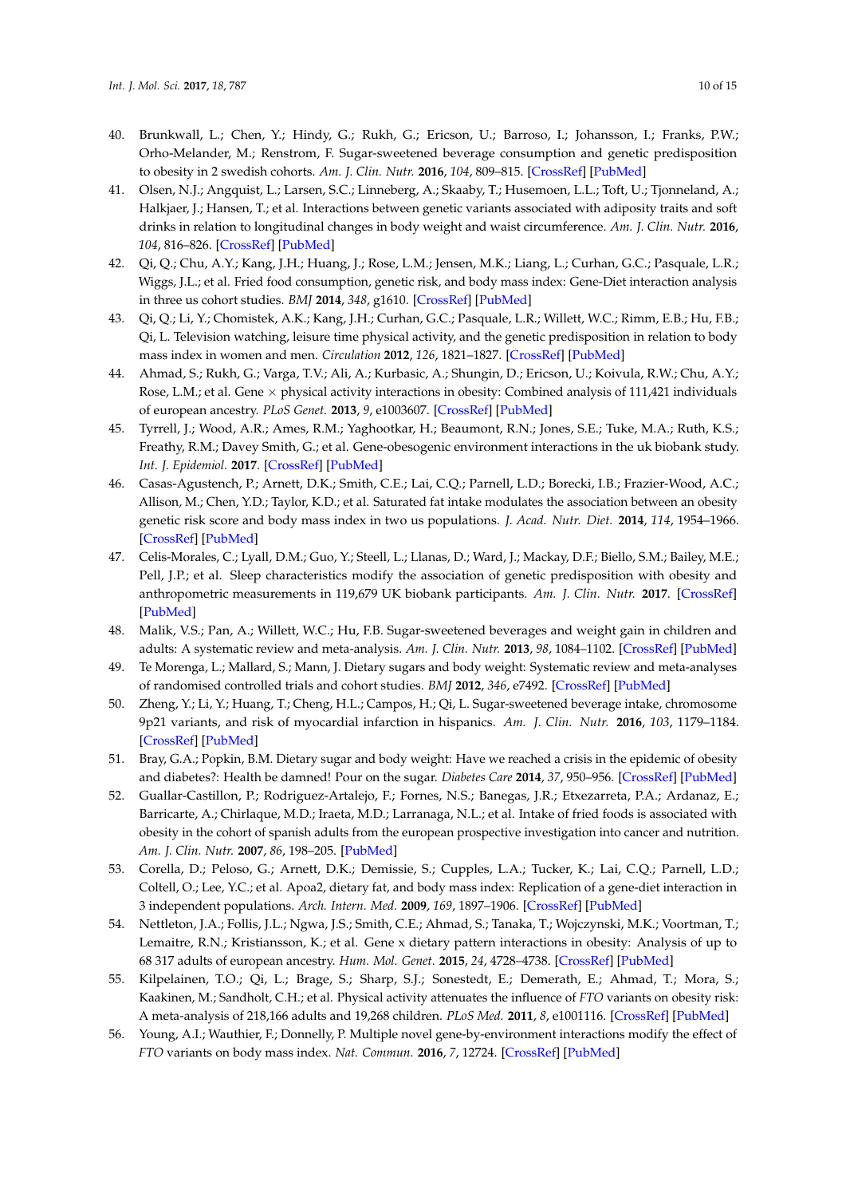40. Brunkwall, L.; Chen, Y.; Hindy, G.; Rukh, G.; Ericson, U.; Barroso, I.; Johansson, I.; Franks, P.W.; Orho-Melander, M.; Renstrom, F. Sugar-sweetened beverage consumption and genetic predisposition to obesity in 2 swedish cohorts. *Am. J. Clin. Nutr.* **2016**, *104*, 809–815. [CrossRef] [PubMed]
41. Olsen, N.J.; Angquist, L.; Larsen, S.C.; Linneberg, A.; Skaaby, T.; Husemoen, L.L.; Toft, U.; Tjonneland, A.; Halkjaer, J.; Hansen, T.; et al. Interactions between genetic variants associated with adiposity traits and soft drinks in relation to longitudinal changes in body weight and waist circumference. *Am. J. Clin. Nutr.* **2016**, *104*, 816–826. [CrossRef] [PubMed]
42. Qi, Q.; Chu, A.Y.; Kang, J.H.; Huang, J.; Rose, L.M.; Jensen, M.K.; Liang, L.; Curhan, G.C.; Pasquale, L.R.; Wiggs, J.L.; et al. Fried food consumption, genetic risk, and body mass index: Gene-Diet interaction analysis in three us cohort studies. *BMJ* **2014**, *348*, g1610. [CrossRef] [PubMed]
43. Qi, Q.; Li, Y.; Chomistek, A.K.; Kang, J.H.; Curhan, G.C.; Pasquale, L.R.; Willett, W.C.; Rimm, E.B.; Hu, F.B.; Qi, L. Television watching, leisure time physical activity, and the genetic predisposition in relation to body mass index in women and men. *Circulation* **2012**, *126*, 1821–1827. [CrossRef] [PubMed]
44. Ahmad, S.; Rukh, G.; Varga, T.V.; Ali, A.; Kurbasic, A.; Shungin, D.; Ericson, U.; Koivula, R.W.; Chu, A.Y.; Rose, L.M.; et al. Gene × physical activity interactions in obesity: Combined analysis of 111,421 individuals of european ancestry. *PLoS Genet.* **2013**, *9*, e1003607. [CrossRef] [PubMed]
45. Tyrrell, J.; Wood, A.R.; Ames, R.M.; Yaghootkar, H.; Beaumont, R.N.; Jones, S.E.; Tuke, M.A.; Ruth, K.S.; Freathy, R.M.; Davey Smith, G.; et al. Gene-obesogenic environment interactions in the uk biobank study. *Int. J. Epidemiol.* **2017**. [CrossRef] [PubMed]
46. Casas-Agustench, P.; Arnett, D.K.; Smith, C.E.; Lai, C.Q.; Parnell, L.D.; Borecki, I.B.; Frazier-Wood, A.C.; Allison, M.; Chen, Y.D.; Taylor, K.D.; et al. Saturated fat intake modulates the association between an obesity genetic risk score and body mass index in two us populations. *J. Acad. Nutr. Diet.* **2014**, *114*, 1954–1966. [CrossRef] [PubMed]
47. Celis-Morales, C.; Lyall, D.M.; Guo, Y.; Steell, L.; Llanas, D.; Ward, J.; Mackay, D.F.; Biello, S.M.; Bailey, M.E.; Pell, J.P.; et al. Sleep characteristics modify the association of genetic predisposition with obesity and anthropometric measurements in 119,679 UK biobank participants. *Am. J. Clin. Nutr.* **2017**. [CrossRef] [PubMed]
48. Malik, V.S.; Pan, A.; Willett, W.C.; Hu, F.B. Sugar-sweetened beverages and weight gain in children and adults: A systematic review and meta-analysis. *Am. J. Clin. Nutr.* **2013**, *98*, 1084–1102. [CrossRef] [PubMed]
49. Te Morenga, L.; Mallard, S.; Mann, J. Dietary sugars and body weight: Systematic review and meta-analyses of randomised controlled trials and cohort studies. *BMJ* **2012**, *346*, e7492. [CrossRef] [PubMed]
50. Zheng, Y.; Li, Y.; Huang, T.; Cheng, H.L.; Campos, H.; Qi, L. Sugar-sweetened beverage intake, chromosome 9p21 variants, and risk of myocardial infarction in hispanics. *Am. J. Clin. Nutr.* **2016**, *103*, 1179–1184. [CrossRef] [PubMed]
51. Bray, G.A.; Popkin, B.M. Dietary sugar and body weight: Have we reached a crisis in the epidemic of obesity and diabetes?: Health be damned! Pour on the sugar. *Diabetes Care* **2014**, *37*, 950–956. [CrossRef] [PubMed]
52. Guallar-Castillon, P.; Rodriguez-Artalejo, F.; Fornes, N.S.; Banegas, J.R.; Etxezarreta, P.A.; Ardanaz, E.; Barricarte, A.; Chirlaque, M.D.; Iraeta, M.D.; Larranaga, N.L.; et al. Intake of fried foods is associated with obesity in the cohort of spanish adults from the european prospective investigation into cancer and nutrition. *Am. J. Clin. Nutr.* **2007**, *86*, 198–205. [PubMed]
53. Corella, D.; Peloso, G.; Arnett, D.K.; Demissie, S.; Cupples, L.A.; Tucker, K.; Lai, C.Q.; Parnell, L.D.; Coltell, O.; Lee, Y.C.; et al. Apoa2, dietary fat, and body mass index: Replication of a gene-diet interaction in 3 independent populations. *Arch. Intern. Med.* **2009**, *169*, 1897–1906. [CrossRef] [PubMed]
54. Nettleton, J.A.; Follis, J.L.; Ngwa, J.S.; Smith, C.E.; Ahmad, S.; Tanaka, T.; Wojczynski, M.K.; Voortman, T.; Lemaitre, R.N.; Kristiansson, K.; et al. Gene x dietary pattern interactions in obesity: Analysis of up to 68 317 adults of european ancestry. *Hum. Mol. Genet.* **2015**, *24*, 4728–4738. [CrossRef] [PubMed]
55. Kilpelainen, T.O.; Qi, L.; Brage, S.; Sharp, S.J.; Sonestedt, E.; Demerath, E.; Ahmad, T.; Mora, S.; Kaakinen, M.; Sandholt, C.H.; et al. Physical activity attenuates the influence of *FTO* variants on obesity risk: A meta-analysis of 218,166 adults and 19,268 children. *PLoS Med.* **2011**, *8*, e1001116. [CrossRef] [PubMed]
56. Young, A.I.; Wauthier, F.; Donnelly, P. Multiple novel gene-by-environment interactions modify the effect of *FTO* variants on body mass index. *Nat. Commun.* **2016**, *7*, 12724. [CrossRef] [PubMed]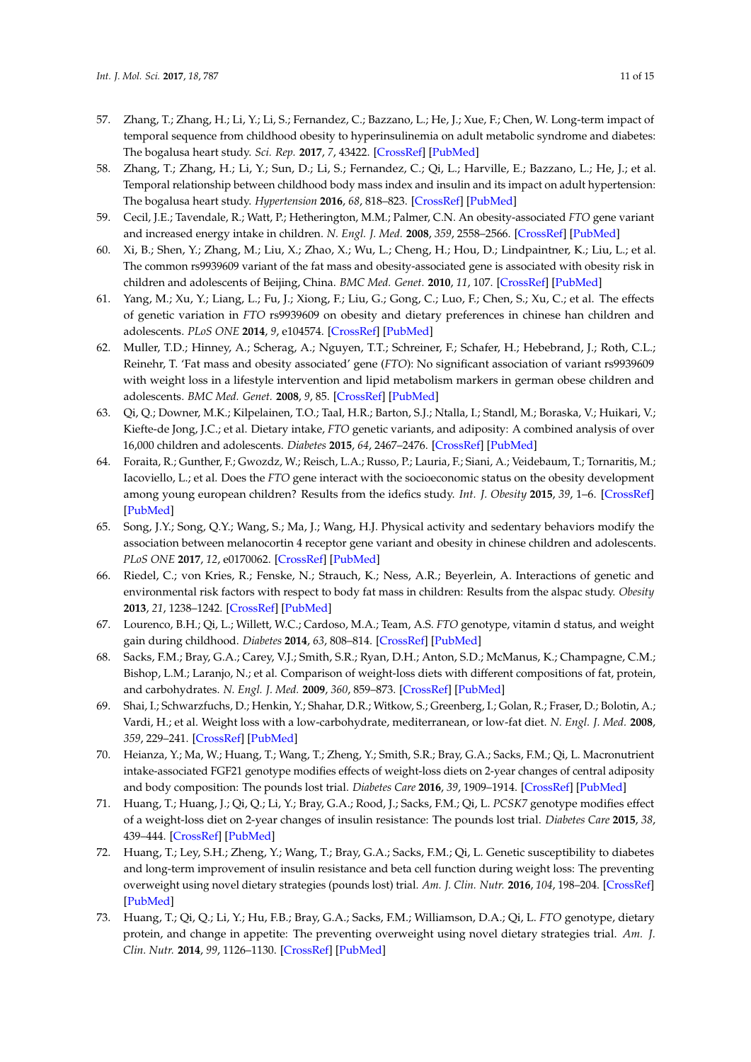57. Zhang, T.; Zhang, H.; Li, Y.; Li, S.; Fernandez, C.; Bazzano, L.; He, J.; Xue, F.; Chen, W. Long-term impact of temporal sequence from childhood obesity to hyperinsulinemia on adult metabolic syndrome and diabetes: The bogalusa heart study. *Sci. Rep.* **2017**, *7*, 43422. [CrossRef] [PubMed]
58. Zhang, T.; Zhang, H.; Li, Y.; Sun, D.; Li, S.; Fernandez, C.; Qi, L.; Harville, E.; Bazzano, L.; He, J.; et al. Temporal relationship between childhood body mass index and insulin and its impact on adult hypertension: The bogalusa heart study. *Hypertension* **2016**, *68*, 818–823. [CrossRef] [PubMed]
59. Cecil, J.E.; Tavendale, R.; Watt, P.; Hetherington, M.M.; Palmer, C.N. An obesity-associated *FTO* gene variant and increased energy intake in children. *N. Engl. J. Med.* **2008**, *359*, 2558–2566. [CrossRef] [PubMed]
60. Xi, B.; Shen, Y.; Zhang, M.; Liu, X.; Zhao, X.; Wu, L.; Cheng, H.; Hou, D.; Lindpaintner, K.; Liu, L.; et al. The common rs9939609 variant of the fat mass and obesity-associated gene is associated with obesity risk in children and adolescents of Beijing, China. *BMC Med. Genet.* **2010**, *11*, 107. [CrossRef] [PubMed]
61. Yang, M.; Xu, Y.; Liang, L.; Fu, J.; Xiong, F.; Liu, G.; Gong, C.; Luo, F.; Chen, S.; Xu, C.; et al. The effects of genetic variation in *FTO* rs9939609 on obesity and dietary preferences in chinese han children and adolescents. *PLoS ONE* **2014**, *9*, e104574. [CrossRef] [PubMed]
62. Muller, T.D.; Hinney, A.; Scherag, A.; Nguyen, T.T.; Schreiner, F.; Schafer, H.; Hebebrand, J.; Roth, C.L.; Reinehr, T. 'Fat mass and obesity associated' gene (*FTO*): No significant association of variant rs9939609 with weight loss in a lifestyle intervention and lipid metabolism markers in german obese children and adolescents. *BMC Med. Genet.* **2008**, *9*, 85. [CrossRef] [PubMed]
63. Qi, Q.; Downer, M.K.; Kilpelainen, T.O.; Taal, H.R.; Barton, S.J.; Ntalla, I.; Standl, M.; Boraska, V.; Huikari, V.; Kiefte-de Jong, J.C.; et al. Dietary intake, *FTO* genetic variants, and adiposity: A combined analysis of over 16,000 children and adolescents. *Diabetes* **2015**, *64*, 2467–2476. [CrossRef] [PubMed]
64. Foraita, R.; Gunther, F.; Gwozdz, W.; Reisch, L.A.; Russo, P.; Lauria, F.; Siani, A.; Veidebaum, T.; Tornaritis, M.; Iacoviello, L.; et al. Does the *FTO* gene interact with the socioeconomic status on the obesity development among young european children? Results from the idefics study. *Int. J. Obesity* **2015**, *39*, 1–6. [CrossRef] [PubMed]
65. Song, J.Y.; Song, Q.Y.; Wang, S.; Ma, J.; Wang, H.J. Physical activity and sedentary behaviors modify the association between melanocortin 4 receptor gene variant and obesity in chinese children and adolescents. *PLoS ONE* **2017**, *12*, e0170062. [CrossRef] [PubMed]
66. Riedel, C.; von Kries, R.; Fenske, N.; Strauch, K.; Ness, A.R.; Beyerlein, A. Interactions of genetic and environmental risk factors with respect to body fat mass in children: Results from the alspac study. *Obesity* **2013**, *21*, 1238–1242. [CrossRef] [PubMed]
67. Lourenco, B.H.; Qi, L.; Willett, W.C.; Cardoso, M.A.; Team, A.S. *FTO* genotype, vitamin d status, and weight gain during childhood. *Diabetes* **2014**, *63*, 808–814. [CrossRef] [PubMed]
68. Sacks, F.M.; Bray, G.A.; Carey, V.J.; Smith, S.R.; Ryan, D.H.; Anton, S.D.; McManus, K.; Champagne, C.M.; Bishop, L.M.; Laranjo, N.; et al. Comparison of weight-loss diets with different compositions of fat, protein, and carbohydrates. *N. Engl. J. Med.* **2009**, *360*, 859–873. [CrossRef] [PubMed]
69. Shai, I.; Schwarzfuchs, D.; Henkin, Y.; Shahar, D.R.; Witkow, S.; Greenberg, I.; Golan, R.; Fraser, D.; Bolotin, A.; Vardi, H.; et al. Weight loss with a low-carbohydrate, mediterranean, or low-fat diet. *N. Engl. J. Med.* **2008**, *359*, 229–241. [CrossRef] [PubMed]
70. Heianza, Y.; Ma, W.; Huang, T.; Wang, T.; Zheng, Y.; Smith, S.R.; Bray, G.A.; Sacks, F.M.; Qi, L. Macronutrient intake-associated FGF21 genotype modifies effects of weight-loss diets on 2-year changes of central adiposity and body composition: The pounds lost trial. *Diabetes Care* **2016**, *39*, 1909–1914. [CrossRef] [PubMed]
71. Huang, T.; Huang, J.; Qi, Q.; Li, Y.; Bray, G.A.; Rood, J.; Sacks, F.M.; Qi, L. *PCSK7* genotype modifies effect of a weight-loss diet on 2-year changes of insulin resistance: The pounds lost trial. *Diabetes Care* **2015**, *38*, 439–444. [CrossRef] [PubMed]
72. Huang, T.; Ley, S.H.; Zheng, Y.; Wang, T.; Bray, G.A.; Sacks, F.M.; Qi, L. Genetic susceptibility to diabetes and long-term improvement of insulin resistance and beta cell function during weight loss: The preventing overweight using novel dietary strategies (pounds lost) trial. *Am. J. Clin. Nutr.* **2016**, *104*, 198–204. [CrossRef] [PubMed]
73. Huang, T.; Qi, Q.; Li, Y.; Hu, F.B.; Bray, G.A.; Sacks, F.M.; Williamson, D.A.; Qi, L. *FTO* genotype, dietary protein, and change in appetite: The preventing overweight using novel dietary strategies trial. *Am. J. Clin. Nutr.* **2014**, *99*, 1126–1130. [CrossRef] [PubMed]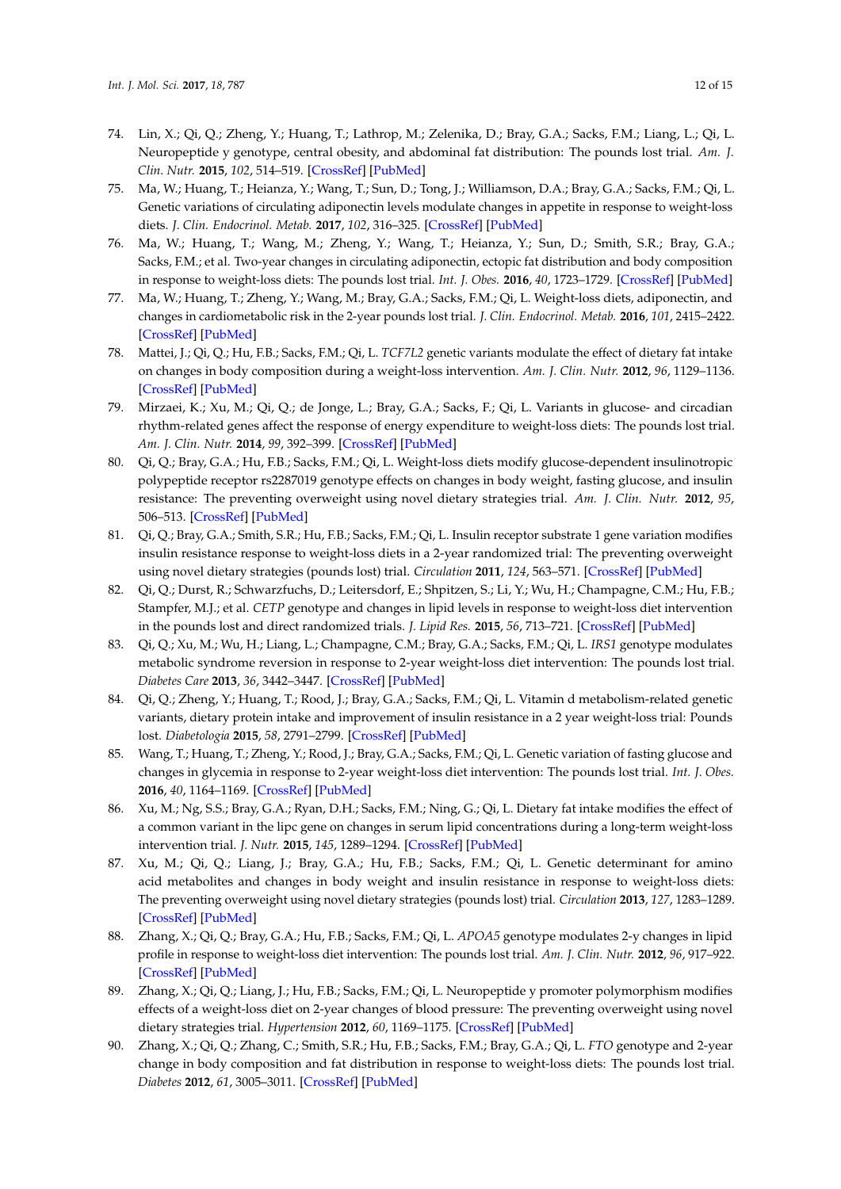74. Lin, X.; Qi, Q.; Zheng, Y.; Huang, T.; Lathrop, M.; Zelenika, D.; Bray, G.A.; Sacks, F.M.; Liang, L.; Qi, L. Neuropeptide y genotype, central obesity, and abdominal fat distribution: The pounds lost trial. *Am. J. Clin. Nutr.* **2015**, *102*, 514–519. [CrossRef] [PubMed]
75. Ma, W.; Huang, T.; Heianza, Y.; Wang, T.; Sun, D.; Tong, J.; Williamson, D.A.; Bray, G.A.; Sacks, F.M.; Qi, L. Genetic variations of circulating adiponectin levels modulate changes in appetite in response to weight-loss diets. *J. Clin. Endocrinol. Metab.* **2017**, *102*, 316–325. [CrossRef] [PubMed]
76. Ma, W.; Huang, T.; Wang, M.; Zheng, Y.; Wang, T.; Heianza, Y.; Sun, D.; Smith, S.R.; Bray, G.A.; Sacks, F.M.; et al. Two-year changes in circulating adiponectin, ectopic fat distribution and body composition in response to weight-loss diets: The pounds lost trial. *Int. J. Obes.* **2016**, *40*, 1723–1729. [CrossRef] [PubMed]
77. Ma, W.; Huang, T.; Zheng, Y.; Wang, M.; Bray, G.A.; Sacks, F.M.; Qi, L. Weight-loss diets, adiponectin, and changes in cardiometabolic risk in the 2-year pounds lost trial. *J. Clin. Endocrinol. Metab.* **2016**, *101*, 2415–2422. [CrossRef] [PubMed]
78. Mattei, J.; Qi, Q.; Hu, F.B.; Sacks, F.M.; Qi, L. *TCF7L2* genetic variants modulate the effect of dietary fat intake on changes in body composition during a weight-loss intervention. *Am. J. Clin. Nutr.* **2012**, *96*, 1129–1136. [CrossRef] [PubMed]
79. Mirzaei, K.; Xu, M.; Qi, Q.; de Jonge, L.; Bray, G.A.; Sacks, F.; Qi, L. Variants in glucose- and circadian rhythm-related genes affect the response of energy expenditure to weight-loss diets: The pounds lost trial. *Am. J. Clin. Nutr.* **2014**, *99*, 392–399. [CrossRef] [PubMed]
80. Qi, Q.; Bray, G.A.; Hu, F.B.; Sacks, F.M.; Qi, L. Weight-loss diets modify glucose-dependent insulinotropic polypeptide receptor rs2287019 genotype effects on changes in body weight, fasting glucose, and insulin resistance: The preventing overweight using novel dietary strategies trial. *Am. J. Clin. Nutr.* **2012**, *95*, 506–513. [CrossRef] [PubMed]
81. Qi, Q.; Bray, G.A.; Smith, S.R.; Hu, F.B.; Sacks, F.M.; Qi, L. Insulin receptor substrate 1 gene variation modifies insulin resistance response to weight-loss diets in a 2-year randomized trial: The preventing overweight using novel dietary strategies (pounds lost) trial. *Circulation* **2011**, *124*, 563–571. [CrossRef] [PubMed]
82. Qi, Q.; Durst, R.; Schwarzfuchs, D.; Leitersdorf, E.; Shpitzen, S.; Li, Y.; Wu, H.; Champagne, C.M.; Hu, F.B.; Stampfer, M.J.; et al. *CETP* genotype and changes in lipid levels in response to weight-loss diet intervention in the pounds lost and direct randomized trials. *J. Lipid Res.* **2015**, *56*, 713–721. [CrossRef] [PubMed]
83. Qi, Q.; Xu, M.; Wu, H.; Liang, L.; Champagne, C.M.; Bray, G.A.; Sacks, F.M.; Qi, L. *IRS1* genotype modulates metabolic syndrome reversion in response to 2-year weight-loss diet intervention: The pounds lost trial. *Diabetes Care* **2013**, *36*, 3442–3447. [CrossRef] [PubMed]
84. Qi, Q.; Zheng, Y.; Huang, T.; Rood, J.; Bray, G.A.; Sacks, F.M.; Qi, L. Vitamin d metabolism-related genetic variants, dietary protein intake and improvement of insulin resistance in a 2 year weight-loss trial: Pounds lost. *Diabetologia* **2015**, *58*, 2791–2799. [CrossRef] [PubMed]
85. Wang, T.; Huang, T.; Zheng, Y.; Rood, J.; Bray, G.A.; Sacks, F.M.; Qi, L. Genetic variation of fasting glucose and changes in glycemia in response to 2-year weight-loss diet intervention: The pounds lost trial. *Int. J. Obes.* **2016**, *40*, 1164–1169. [CrossRef] [PubMed]
86. Xu, M.; Ng, S.S.; Bray, G.A.; Ryan, D.H.; Sacks, F.M.; Ning, G.; Qi, L. Dietary fat intake modifies the effect of a common variant in the lipc gene on changes in serum lipid concentrations during a long-term weight-loss intervention trial. *J. Nutr.* **2015**, *145*, 1289–1294. [CrossRef] [PubMed]
87. Xu, M.; Qi, Q.; Liang, J.; Bray, G.A.; Hu, F.B.; Sacks, F.M.; Qi, L. Genetic determinant for amino acid metabolites and changes in body weight and insulin resistance in response to weight-loss diets: The preventing overweight using novel dietary strategies (pounds lost) trial. *Circulation* **2013**, *127*, 1283–1289. [CrossRef] [PubMed]
88. Zhang, X.; Qi, Q.; Bray, G.A.; Hu, F.B.; Sacks, F.M.; Qi, L. *APOA5* genotype modulates 2-y changes in lipid profile in response to weight-loss diet intervention: The pounds lost trial. *Am. J. Clin. Nutr.* **2012**, *96*, 917–922. [CrossRef] [PubMed]
89. Zhang, X.; Qi, Q.; Liang, J.; Hu, F.B.; Sacks, F.M.; Qi, L. Neuropeptide y promoter polymorphism modifies effects of a weight-loss diet on 2-year changes of blood pressure: The preventing overweight using novel dietary strategies trial. *Hypertension* **2012**, *60*, 1169–1175. [CrossRef] [PubMed]
90. Zhang, X.; Qi, Q.; Zhang, C.; Smith, S.R.; Hu, F.B.; Sacks, F.M.; Bray, G.A.; Qi, L. *FTO* genotype and 2-year change in body composition and fat distribution in response to weight-loss diets: The pounds lost trial. *Diabetes* **2012**, *61*, 3005–3011. [CrossRef] [PubMed]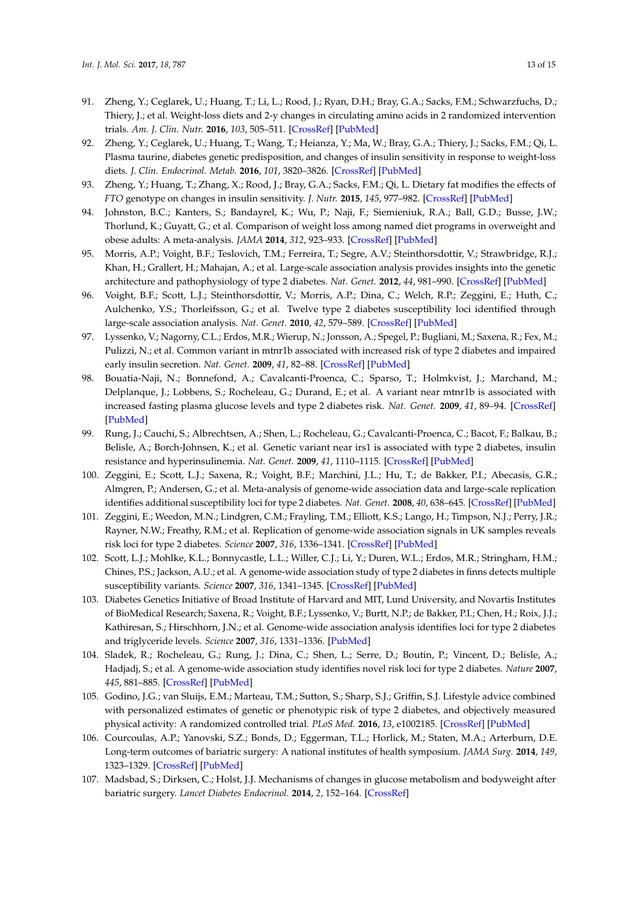91. Zheng, Y.; Ceglarek, U.; Huang, T.; Li, L.; Rood, J.; Ryan, D.H.; Bray, G.A.; Sacks, F.M.; Schwarzfuchs, D.; Thiery, J.; et al. Weight-loss diets and 2-y changes in circulating amino acids in 2 randomized intervention trials. *Am. J. Clin. Nutr.* **2016**, *103*, 505–511. [CrossRef] [PubMed]
92. Zheng, Y.; Ceglarek, U.; Huang, T.; Wang, T.; Heianza, Y.; Ma, W.; Bray, G.A.; Thiery, J.; Sacks, F.M.; Qi, L. Plasma taurine, diabetes genetic predisposition, and changes of insulin sensitivity in response to weight-loss diets. *J. Clin. Endocrinol. Metab.* **2016**, *101*, 3820–3826. [CrossRef] [PubMed]
93. Zheng, Y.; Huang, T.; Zhang, X.; Rood, J.; Bray, G.A.; Sacks, F.M.; Qi, L. Dietary fat modifies the effects of *FTO* genotype on changes in insulin sensitivity. *J. Nutr.* **2015**, *145*, 977–982. [CrossRef] [PubMed]
94. Johnston, B.C.; Kanters, S.; Bandayrel, K.; Wu, P.; Naji, F.; Siemieniuk, R.A.; Ball, G.D.; Busse, J.W.; Thorlund, K.; Guyatt, G.; et al. Comparison of weight loss among named diet programs in overweight and obese adults: A meta-analysis. *JAMA* **2014**, *312*, 923–933. [CrossRef] [PubMed]
95. Morris, A.P.; Voight, B.F.; Teslovich, T.M.; Ferreira, T.; Segre, A.V.; Steinthorsdottir, V.; Strawbridge, R.J.; Khan, H.; Grallert, H.; Mahajan, A.; et al. Large-scale association analysis provides insights into the genetic architecture and pathophysiology of type 2 diabetes. *Nat. Genet.* **2012**, *44*, 981–990. [CrossRef] [PubMed]
96. Voight, B.F.; Scott, L.J.; Steinthorsdottir, V.; Morris, A.P.; Dina, C.; Welch, R.P.; Zeggini, E.; Huth, C.; Aulchenko, Y.S.; Thorleifsson, G.; et al. Twelve type 2 diabetes susceptibility loci identified through large-scale association analysis. *Nat. Genet.* **2010**, *42*, 579–589. [CrossRef] [PubMed]
97. Lyssenko, V.; Nagorny, C.L.; Erdos, M.R.; Wierup, N.; Jonsson, A.; Spegel, P.; Bugliani, M.; Saxena, R.; Fex, M.; Pulizzi, N.; et al. Common variant in mtnr1b associated with increased risk of type 2 diabetes and impaired early insulin secretion. *Nat. Genet.* **2009**, *41*, 82–88. [CrossRef] [PubMed]
98. Bouatia-Naji, N.; Bonnefond, A.; Cavalcanti-Proenca, C.; Sparso, T.; Holmkvist, J.; Marchand, M.; Delplanque, J.; Lobbens, S.; Rocheleau, G.; Durand, E.; et al. A variant near mtnr1b is associated with increased fasting plasma glucose levels and type 2 diabetes risk. *Nat. Genet.* **2009**, *41*, 89–94. [CrossRef] [PubMed]
99. Rung, J.; Cauchi, S.; Albrechtsen, A.; Shen, L.; Rocheleau, G.; Cavalcanti-Proenca, C.; Bacot, F.; Balkau, B.; Belisle, A.; Borch-Johnsen, K.; et al. Genetic variant near irs1 is associated with type 2 diabetes, insulin resistance and hyperinsulinemia. *Nat. Genet.* **2009**, *41*, 1110–1115. [CrossRef] [PubMed]
100. Zeggini, E.; Scott, L.J.; Saxena, R.; Voight, B.F.; Marchini, J.L.; Hu, T.; de Bakker, P.I.; Abecasis, G.R.; Almgren, P.; Andersen, G.; et al. Meta-analysis of genome-wide association data and large-scale replication identifies additional susceptibility loci for type 2 diabetes. *Nat. Genet.* **2008**, *40*, 638–645. [CrossRef] [PubMed]
101. Zeggini, E.; Weedon, M.N.; Lindgren, C.M.; Frayling, T.M.; Elliott, K.S.; Lango, H.; Timpson, N.J.; Perry, J.R.; Rayner, N.W.; Freathy, R.M.; et al. Replication of genome-wide association signals in UK samples reveals risk loci for type 2 diabetes. *Science* **2007**, *316*, 1336–1341. [CrossRef] [PubMed]
102. Scott, L.J.; Mohlke, K.L.; Bonnycastle, L.L.; Willer, C.J.; Li, Y.; Duren, W.L.; Erdos, M.R.; Stringham, H.M.; Chines, P.S.; Jackson, A.U.; et al. A genome-wide association study of type 2 diabetes in finns detects multiple susceptibility variants. *Science* **2007**, *316*, 1341–1345. [CrossRef] [PubMed]
103. Diabetes Genetics Initiative of Broad Institute of Harvard and MIT, Lund University, and Novartis Institutes of BioMedical Research; Saxena, R.; Voight, B.F.; Lyssenko, V.; Burtt, N.P.; de Bakker, P.I.; Chen, H.; Roix, J.J.; Kathiresan, S.; Hirschhorn, J.N.; et al. Genome-wide association analysis identifies loci for type 2 diabetes and triglyceride levels. *Science* **2007**, *316*, 1331–1336. [PubMed]
104. Sladek, R.; Rocheleau, G.; Rung, J.; Dina, C.; Shen, L.; Serre, D.; Boutin, P.; Vincent, D.; Belisle, A.; Hadjadj, S.; et al. A genome-wide association study identifies novel risk loci for type 2 diabetes. *Nature* **2007**, *445*, 881–885. [CrossRef] [PubMed]
105. Godino, J.G.; van Sluijs, E.M.; Marteau, T.M.; Sutton, S.; Sharp, S.J.; Griffin, S.J. Lifestyle advice combined with personalized estimates of genetic or phenotypic risk of type 2 diabetes, and objectively measured physical activity: A randomized controlled trial. *PLoS Med.* **2016**, *13*, e1002185. [CrossRef] [PubMed]
106. Courcoulas, A.P.; Yanovski, S.Z.; Bonds, D.; Eggerman, T.L.; Horlick, M.; Staten, M.A.; Arterburn, D.E. Long-term outcomes of bariatric surgery: A national institutes of health symposium. *JAMA Surg.* **2014**, *149*, 1323–1329. [CrossRef] [PubMed]
107. Madsbad, S.; Dirksen, C.; Holst, J.J. Mechanisms of changes in glucose metabolism and bodyweight after bariatric surgery. *Lancet Diabetes Endocrinol.* **2014**, *2*, 152–164. [CrossRef]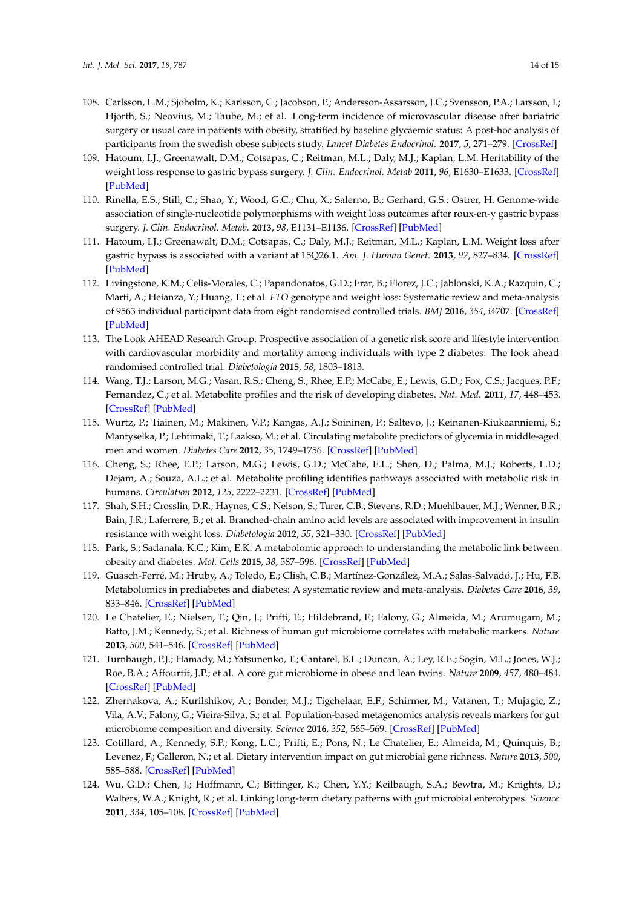108. Carlsson, L.M.; Sjoholm, K.; Karlsson, C.; Jacobson, P.; Andersson-Assarsson, J.C.; Svensson, P.A.; Larsson, I.; Hjorth, S.; Neovius, M.; Taube, M.; et al. Long-term incidence of microvascular disease after bariatric surgery or usual care in patients with obesity, stratified by baseline glycaemic status: A post-hoc analysis of participants from the swedish obese subjects study. *Lancet Diabetes Endocrinol.* **2017**, *5*, 271–279. [CrossRef]
109. Hatoum, I.J.; Greenawalt, D.M.; Cotsapas, C.; Reitman, M.L.; Daly, M.J.; Kaplan, L.M. Heritability of the weight loss response to gastric bypass surgery. *J. Clin. Endocrinol. Metab* **2011**, *96*, E1630–E1633. [CrossRef] [PubMed]
110. Rinella, E.S.; Still, C.; Shao, Y.; Wood, G.C.; Chu, X.; Salerno, B.; Gerhard, G.S.; Ostrer, H. Genome-wide association of single-nucleotide polymorphisms with weight loss outcomes after roux-en-y gastric bypass surgery. *J. Clin. Endocrinol. Metab.* **2013**, *98*, E1131–E1136. [CrossRef] [PubMed]
111. Hatoum, I.J.; Greenawalt, D.M.; Cotsapas, C.; Daly, M.J.; Reitman, M.L.; Kaplan, L.M. Weight loss after gastric bypass is associated with a variant at 15Q26.1. *Am. J. Human Genet.* **2013**, *92*, 827–834. [CrossRef] [PubMed]
112. Livingstone, K.M.; Celis-Morales, C.; Papandonatos, G.D.; Erar, B.; Florez, J.C.; Jablonski, K.A.; Razquin, C.; Marti, A.; Heianza, Y.; Huang, T.; et al. *FTO* genotype and weight loss: Systematic review and meta-analysis of 9563 individual participant data from eight randomised controlled trials. *BMJ* **2016**, *354*, i4707. [CrossRef] [PubMed]
113. The Look AHEAD Research Group. Prospective association of a genetic risk score and lifestyle intervention with cardiovascular morbidity and mortality among individuals with type 2 diabetes: The look ahead randomised controlled trial. *Diabetologia* **2015**, *58*, 1803–1813.
114. Wang, T.J.; Larson, M.G.; Vasan, R.S.; Cheng, S.; Rhee, E.P.; McCabe, E.; Lewis, G.D.; Fox, C.S.; Jacques, P.F.; Fernandez, C.; et al. Metabolite profiles and the risk of developing diabetes. *Nat. Med.* **2011**, *17*, 448–453. [CrossRef] [PubMed]
115. Wurtz, P.; Tiainen, M.; Makinen, V.P.; Kangas, A.J.; Soininen, P.; Saltevo, J.; Keinanen-Kiukaanniemi, S.; Mantyselka, P.; Lehtimaki, T.; Laakso, M.; et al. Circulating metabolite predictors of glycemia in middle-aged men and women. *Diabetes Care* **2012**, *35*, 1749–1756. [CrossRef] [PubMed]
116. Cheng, S.; Rhee, E.P.; Larson, M.G.; Lewis, G.D.; McCabe, E.L.; Shen, D.; Palma, M.J.; Roberts, L.D.; Dejam, A.; Souza, A.L.; et al. Metabolite profiling identifies pathways associated with metabolic risk in humans. *Circulation* **2012**, *125*, 2222–2231. [CrossRef] [PubMed]
117. Shah, S.H.; Crosslin, D.R.; Haynes, C.S.; Nelson, S.; Turer, C.B.; Stevens, R.D.; Muehlbauer, M.J.; Wenner, B.R.; Bain, J.R.; Laferrere, B.; et al. Branched-chain amino acid levels are associated with improvement in insulin resistance with weight loss. *Diabetologia* **2012**, *55*, 321–330. [CrossRef] [PubMed]
118. Park, S.; Sadanala, K.C.; Kim, E.K. A metabolomic approach to understanding the metabolic link between obesity and diabetes. *Mol. Cells* **2015**, *38*, 587–596. [CrossRef] [PubMed]
119. Guasch-Ferré, M.; Hruby, A.; Toledo, E.; Clish, C.B.; Martínez-González, M.A.; Salas-Salvadó, J.; Hu, F.B. Metabolomics in prediabetes and diabetes: A systematic review and meta-analysis. *Diabetes Care* **2016**, *39*, 833–846. [CrossRef] [PubMed]
120. Le Chatelier, E.; Nielsen, T.; Qin, J.; Prifti, E.; Hildebrand, F.; Falony, G.; Almeida, M.; Arumugam, M.; Batto, J.M.; Kennedy, S.; et al. Richness of human gut microbiome correlates with metabolic markers. *Nature* **2013**, *500*, 541–546. [CrossRef] [PubMed]
121. Turnbaugh, P.J.; Hamady, M.; Yatsunenko, T.; Cantarel, B.L.; Duncan, A.; Ley, R.E.; Sogin, M.L.; Jones, W.J.; Roe, B.A.; Affourtit, J.P.; et al. A core gut microbiome in obese and lean twins. *Nature* **2009**, *457*, 480–484. [CrossRef] [PubMed]
122. Zhernakova, A.; Kurilshikov, A.; Bonder, M.J.; Tigchelaar, E.F.; Schirmer, M.; Vatanen, T.; Mujagic, Z.; Vila, A.V.; Falony, G.; Vieira-Silva, S.; et al. Population-based metagenomics analysis reveals markers for gut microbiome composition and diversity. *Science* **2016**, *352*, 565–569. [CrossRef] [PubMed]
123. Cotillard, A.; Kennedy, S.P.; Kong, L.C.; Prifti, E.; Pons, N.; Le Chatelier, E.; Almeida, M.; Quinquis, B.; Levenez, F.; Galleron, N.; et al. Dietary intervention impact on gut microbial gene richness. *Nature* **2013**, *500*, 585–588. [CrossRef] [PubMed]
124. Wu, G.D.; Chen, J.; Hoffmann, C.; Bittinger, K.; Chen, Y.Y.; Keilbaugh, S.A.; Bewtra, M.; Knights, D.; Walters, W.A.; Knight, R.; et al. Linking long-term dietary patterns with gut microbial enterotypes. *Science* **2011**, *334*, 105–108. [CrossRef] [PubMed]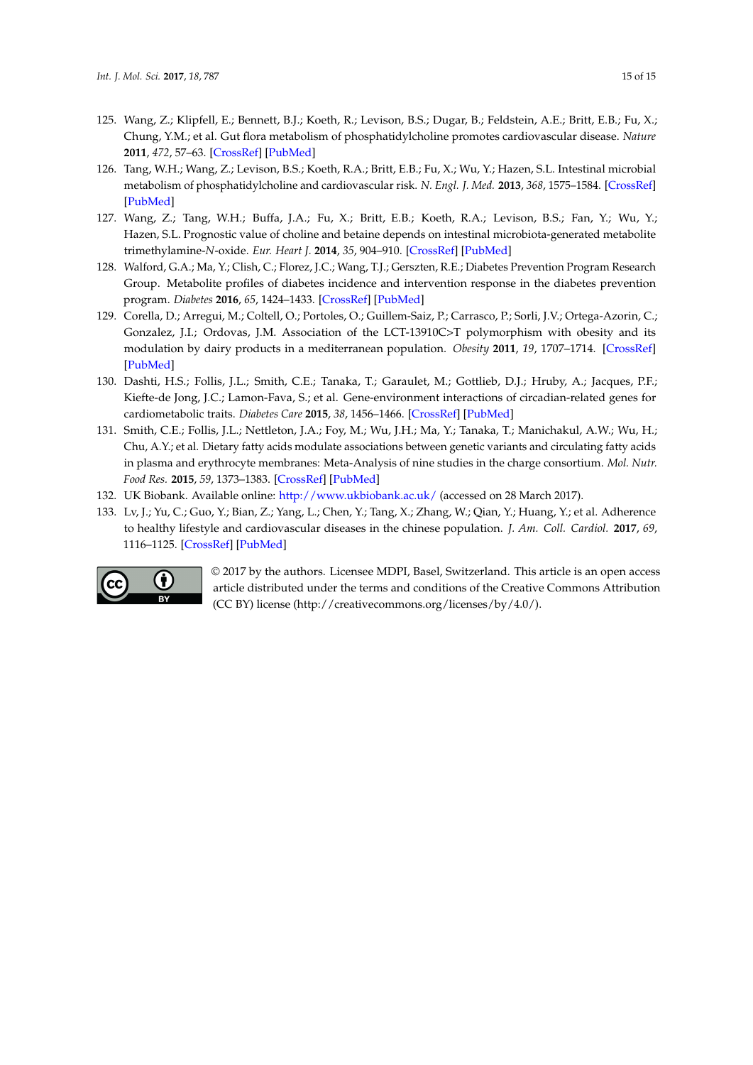125. Wang, Z.; Klipfell, E.; Bennett, B.J.; Koeth, R.; Levison, B.S.; Dugar, B.; Feldstein, A.E.; Britt, E.B.; Fu, X.; Chung, Y.M.; et al. Gut flora metabolism of phosphatidylcholine promotes cardiovascular disease. *Nature* **2011**, *472*, 57–63. [CrossRef] [PubMed]
126. Tang, W.H.; Wang, Z.; Levison, B.S.; Koeth, R.A.; Britt, E.B.; Fu, X.; Wu, Y.; Hazen, S.L. Intestinal microbial metabolism of phosphatidylcholine and cardiovascular risk. *N. Engl. J. Med.* **2013**, *368*, 1575–1584. [CrossRef] [PubMed]
127. Wang, Z.; Tang, W.H.; Buffa, J.A.; Fu, X.; Britt, E.B.; Koeth, R.A.; Levison, B.S.; Fan, Y.; Wu, Y.; Hazen, S.L. Prognostic value of choline and betaine depends on intestinal microbiota-generated metabolite trimethylamine-*N*-oxide. *Eur. Heart J.* **2014**, *35*, 904–910. [CrossRef] [PubMed]
128. Walford, G.A.; Ma, Y.; Clish, C.; Florez, J.C.; Wang, T.J.; Gerszten, R.E.; Diabetes Prevention Program Research Group. Metabolite profiles of diabetes incidence and intervention response in the diabetes prevention program. *Diabetes* **2016**, *65*, 1424–1433. [CrossRef] [PubMed]
129. Corella, D.; Arregui, M.; Coltell, O.; Portoles, O.; Guillem-Saiz, P.; Carrasco, P.; Sorli, J.V.; Ortega-Azorin, C.; Gonzalez, J.I.; Ordovas, J.M. Association of the LCT-13910C>T polymorphism with obesity and its modulation by dairy products in a mediterranean population. *Obesity* **2011**, *19*, 1707–1714. [CrossRef] [PubMed]
130. Dashti, H.S.; Follis, J.L.; Smith, C.E.; Tanaka, T.; Garaulet, M.; Gottlieb, D.J.; Hruby, A.; Jacques, P.F.; Kiefte-de Jong, J.C.; Lamon-Fava, S.; et al. Gene-environment interactions of circadian-related genes for cardiometabolic traits. *Diabetes Care* **2015**, *38*, 1456–1466. [CrossRef] [PubMed]
131. Smith, C.E.; Follis, J.L.; Nettleton, J.A.; Foy, M.; Wu, J.H.; Ma, Y.; Tanaka, T.; Manichakul, A.W.; Wu, H.; Chu, A.Y.; et al. Dietary fatty acids modulate associations between genetic variants and circulating fatty acids in plasma and erythrocyte membranes: Meta-Analysis of nine studies in the charge consortium. *Mol. Nutr. Food Res.* **2015**, *59*, 1373–1383. [CrossRef] [PubMed]
132. UK Biobank. Available online: http://www.ukbiobank.ac.uk/ (accessed on 28 March 2017).
133. Lv, J.; Yu, C.; Guo, Y.; Bian, Z.; Yang, L.; Chen, Y.; Tang, X.; Zhang, W.; Qian, Y.; Huang, Y.; et al. Adherence to healthy lifestyle and cardiovascular diseases in the chinese population. *J. Am. Coll. Cardiol.* **2017**, *69*, 1116–1125. [CrossRef] [PubMed]

© 2017 by the authors. Licensee MDPI, Basel, Switzerland. This article is an open access article distributed under the terms and conditions of the Creative Commons Attribution (CC BY) license (http://creativecommons.org/licenses/by/4.0/).